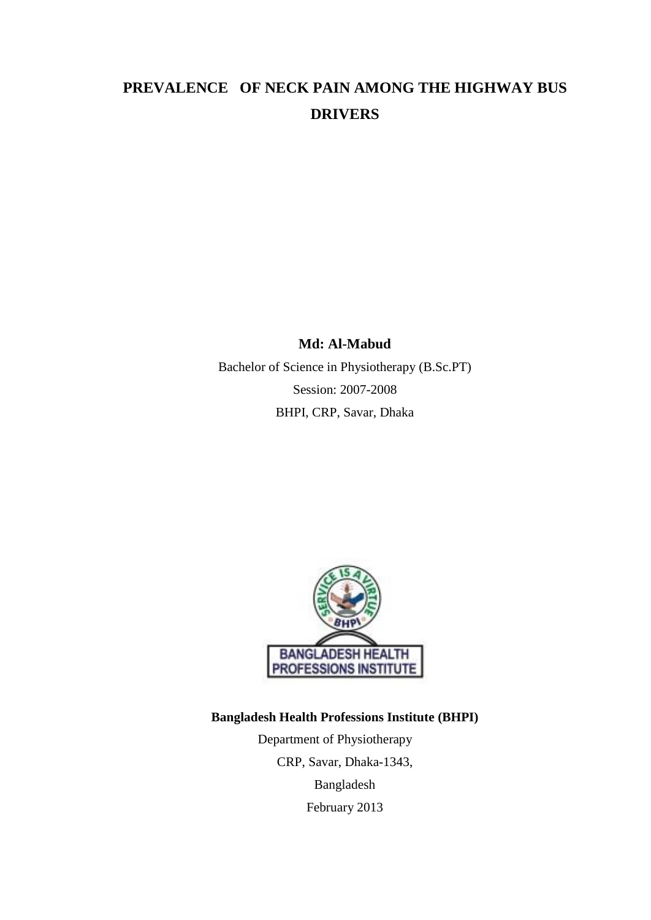# PREVALENCE OF NECK PAIN AMONG THE HIGHWAY BUS DRIVERS

**Md: Al-Mabud**

Bachelor of Science in Physiotherapy (B.Sc.PT)

Session: 2007-2008

BHPI, CRP, Savar, Dhaka

**Bangladesh Health Professions Institute (BHPI)**

Department of Physiotherapy

CRP, Savar, Dhaka-1343,

Bangladesh

February 2013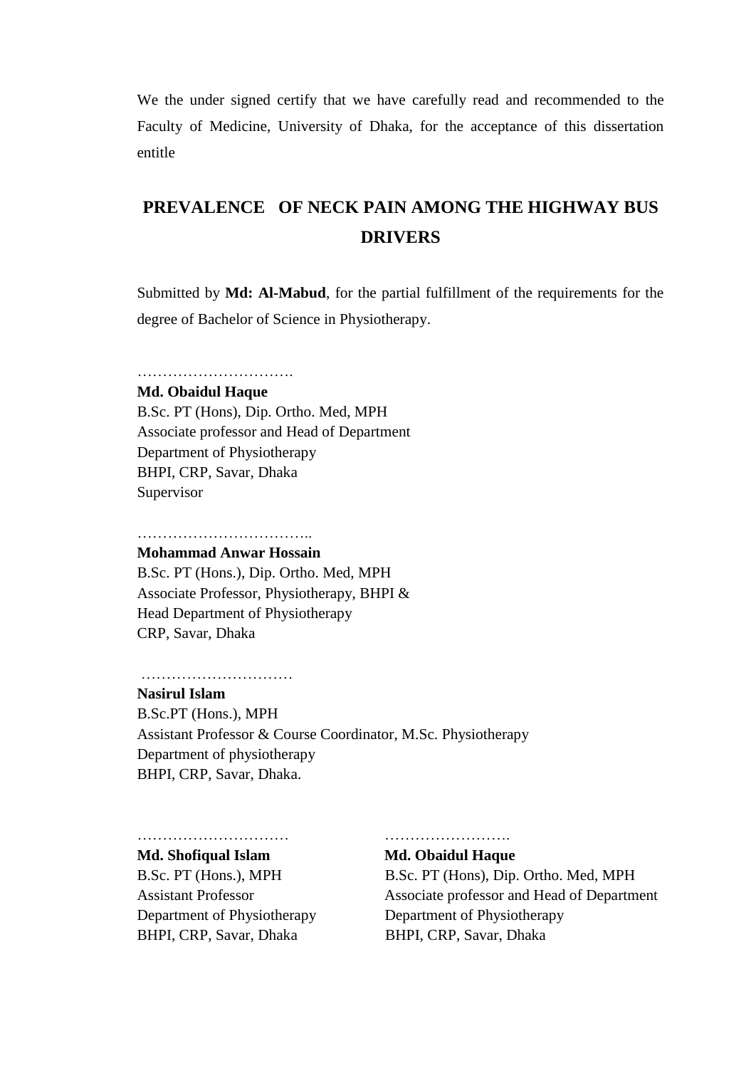We the under signed certify that we have carefully read and recommended to the Faculty of Medicine, University of Dhaka, for the acceptance of this dissertation entitle

## PREVALENCE OF NECK PAIN AMONG THE HIGHWAY BUS DRIVERS

Submitted by **Md: Al-Mabud**, for the partial fulfillment of the requirements for the degree of Bachelor of Science in Physiotherapy.

………………………….

**Md. Obaidul Haque**
B.Sc. PT (Hons), Dip. Ortho. Med, MPH
Associate professor and Head of Department
Department of Physiotherapy
BHPI, CRP, Savar, Dhaka
Supervisor

……………………………..

**Mohammad Anwar Hossain**
B.Sc. PT (Hons.), Dip. Ortho. Med, MPH
Associate Professor, Physiotherapy, BHPI &
Head Department of Physiotherapy
CRP, Savar, Dhaka

…………………………

**Nasirul Islam**
B.Sc.PT (Hons.), MPH
Assistant Professor & Course Coordinator, M.Sc. Physiotherapy
Department of physiotherapy
BHPI, CRP, Savar, Dhaka.

…………………………

**Md. Shofiqual Islam**
B.Sc. PT (Hons.), MPH
Assistant Professor
Department of Physiotherapy
BHPI, CRP, Savar, Dhaka

…………………….

**Md. Obaidul Haque**
B.Sc. PT (Hons), Dip. Ortho. Med, MPH
Associate professor and Head of Department
Department of Physiotherapy
BHPI, CRP, Savar, Dhaka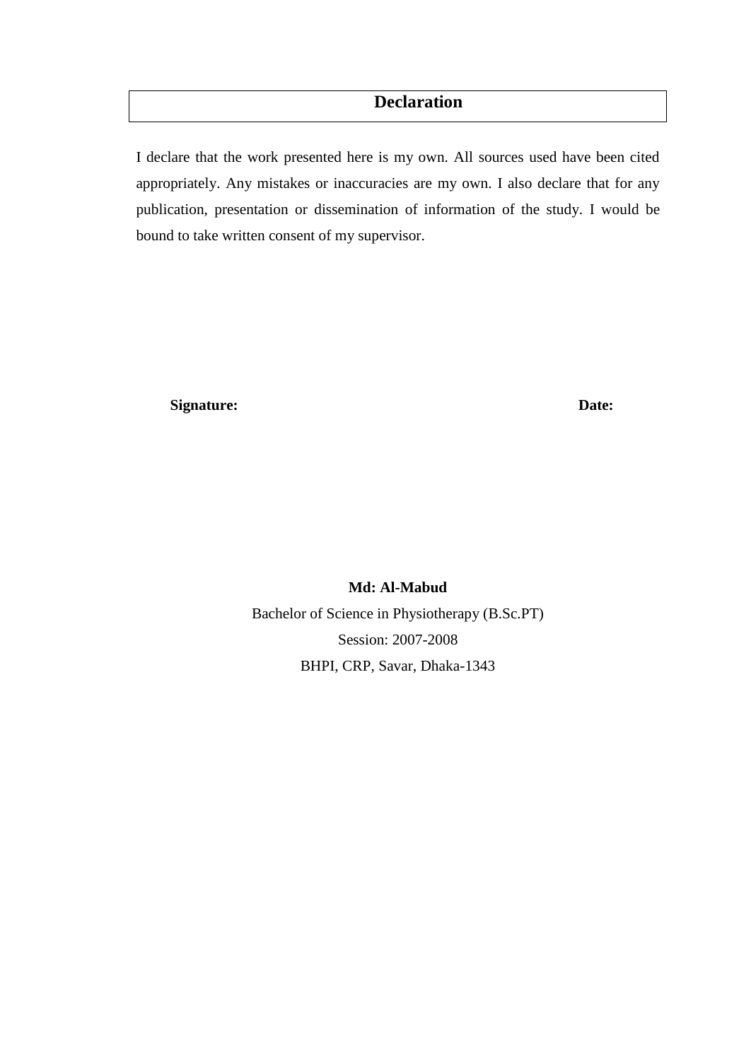# Declaration

I declare that the work presented here is my own. All sources used have been cited appropriately. Any mistakes or inaccuracies are my own. I also declare that for any publication, presentation or dissemination of information of the study. I would be bound to take written consent of my supervisor.

**Signature:** **Date:**

**Md: Al-Mabud**

Bachelor of Science in Physiotherapy (B.Sc.PT)

Session: 2007-2008

BHPI, CRP, Savar, Dhaka-1343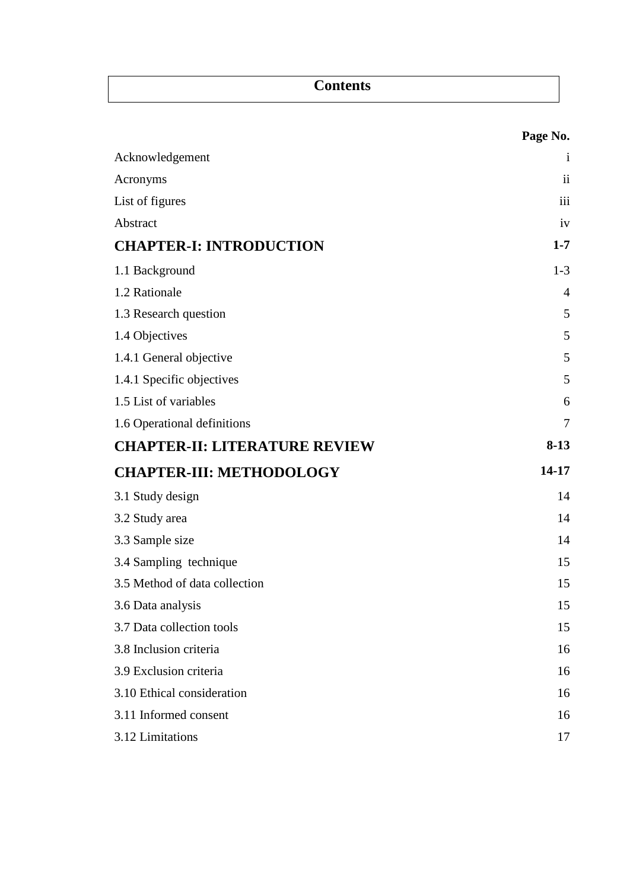# Contents

| | Page No. |
|---|---|
| Acknowledgement | i |
| Acronyms | ii |
| List of figures | iii |
| Abstract | iv |
| **CHAPTER-I: INTRODUCTION** | **1-7** |
| 1.1 Background | 1-3 |
| 1.2 Rationale | 4 |
| 1.3 Research question | 5 |
| 1.4 Objectives | 5 |
| 1.4.1 General objective | 5 |
| 1.4.1 Specific objectives | 5 |
| 1.5 List of variables | 6 |
| 1.6 Operational definitions | 7 |
| **CHAPTER-II: LITERATURE REVIEW** | **8-13** |
| **CHAPTER-III: METHODOLOGY** | **14-17** |
| 3.1 Study design | 14 |
| 3.2 Study area | 14 |
| 3.3 Sample size | 14 |
| 3.4 Sampling technique | 15 |
| 3.5 Method of data collection | 15 |
| 3.6 Data analysis | 15 |
| 3.7 Data collection tools | 15 |
| 3.8 Inclusion criteria | 16 |
| 3.9 Exclusion criteria | 16 |
| 3.10 Ethical consideration | 16 |
| 3.11 Informed consent | 16 |
| 3.12 Limitations | 17 |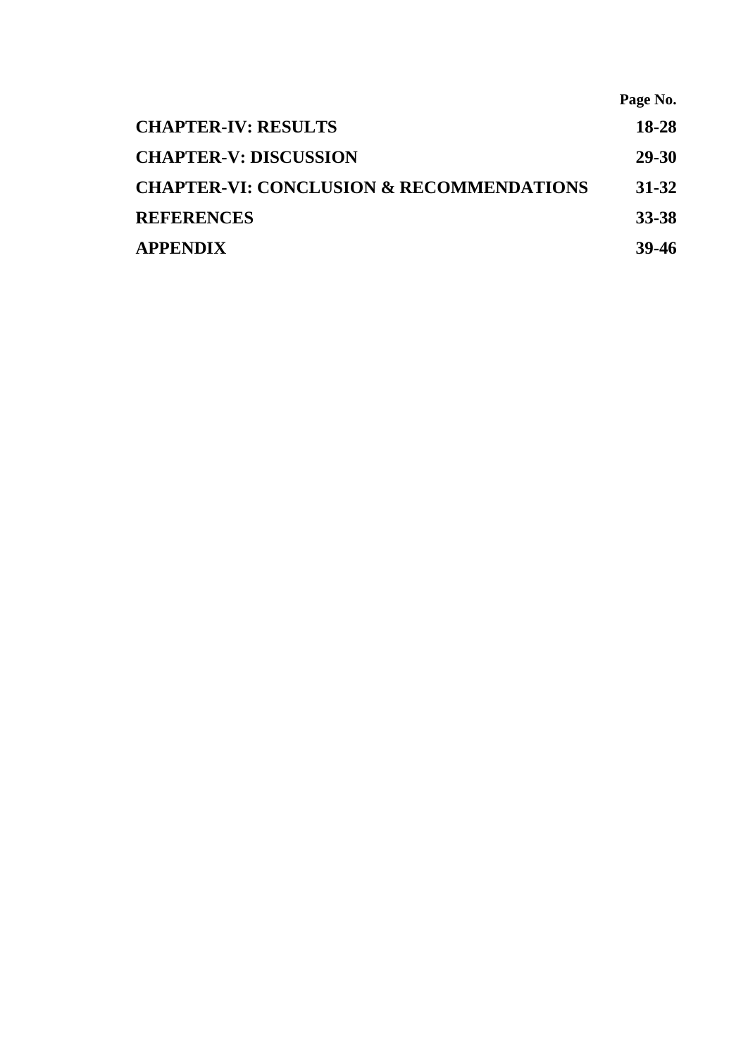| | Page No. |
|---|---|
| **CHAPTER-IV: RESULTS** | **18-28** |
| **CHAPTER-V: DISCUSSION** | **29-30** |
| **CHAPTER-VI: CONCLUSION & RECOMMENDATIONS** | **31-32** |
| **REFERENCES** | **33-38** |
| **APPENDIX** | **39-46** |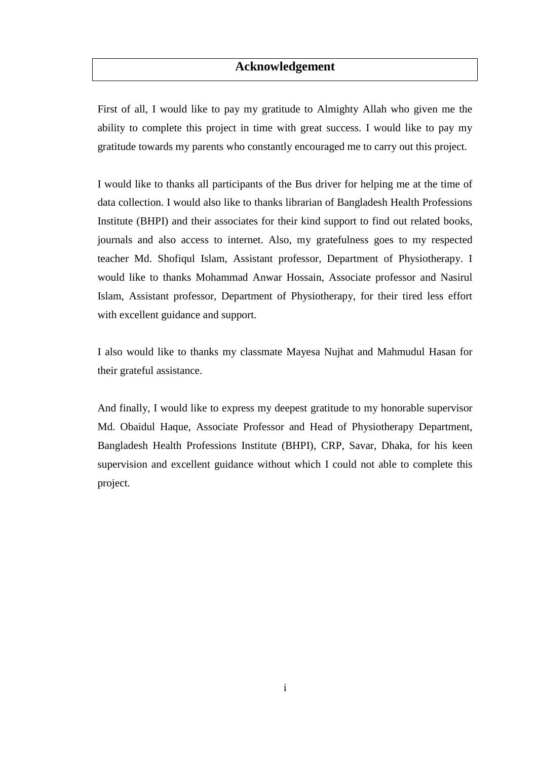# Acknowledgement

First of all, I would like to pay my gratitude to Almighty Allah who given me the ability to complete this project in time with great success. I would like to pay my gratitude towards my parents who constantly encouraged me to carry out this project.

I would like to thanks all participants of the Bus driver for helping me at the time of data collection. I would also like to thanks librarian of Bangladesh Health Professions Institute (BHPI) and their associates for their kind support to find out related books, journals and also access to internet. Also, my gratefulness goes to my respected teacher Md. Shofiqul Islam, Assistant professor, Department of Physiotherapy. I would like to thanks Mohammad Anwar Hossain, Associate professor and Nasirul Islam, Assistant professor, Department of Physiotherapy, for their tired less effort with excellent guidance and support.

I also would like to thanks my classmate Mayesa Nujhat and Mahmudul Hasan for their grateful assistance.

And finally, I would like to express my deepest gratitude to my honorable supervisor Md. Obaidul Haque, Associate Professor and Head of Physiotherapy Department, Bangladesh Health Professions Institute (BHPI), CRP, Savar, Dhaka, for his keen supervision and excellent guidance without which I could not able to complete this project.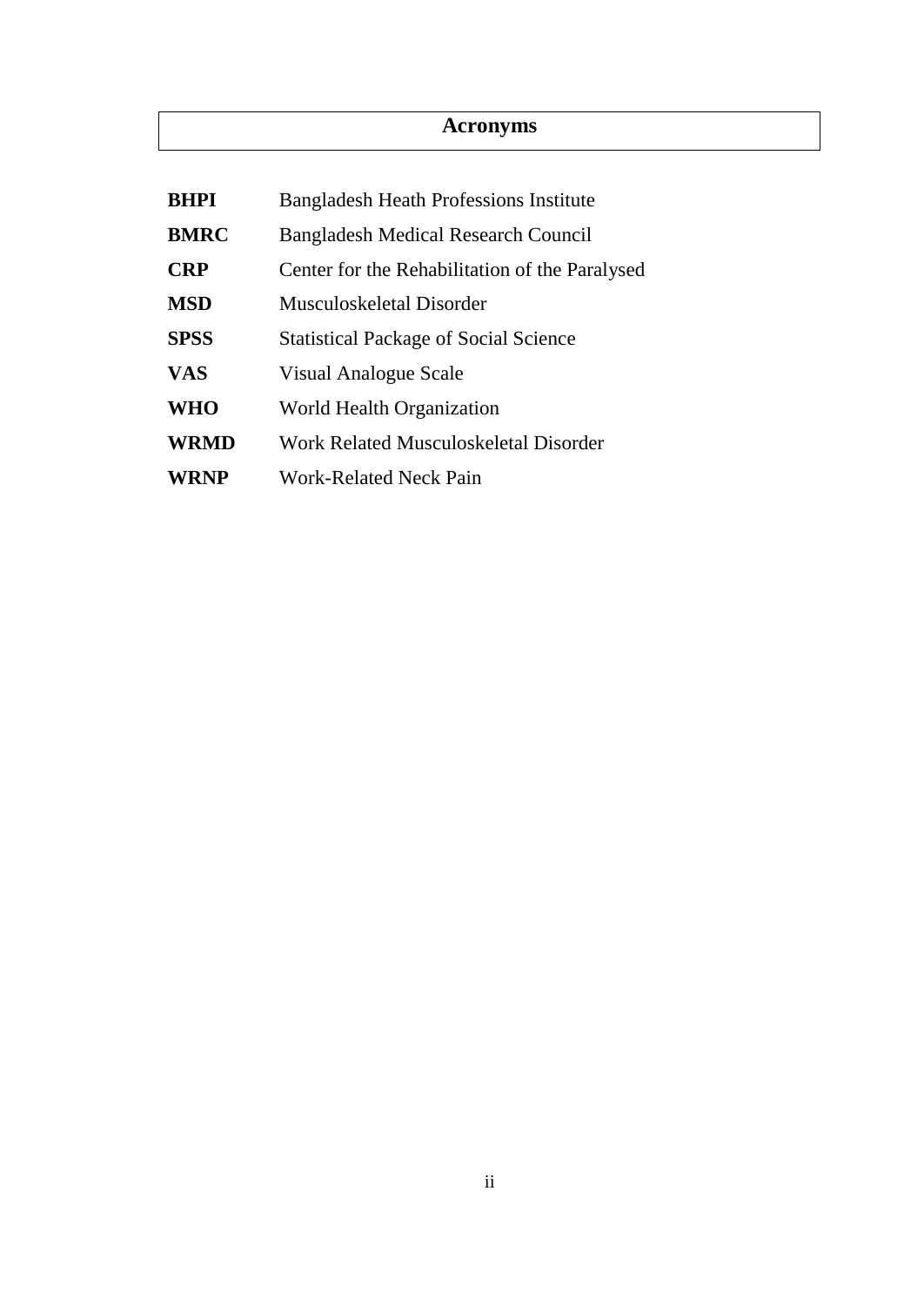# Acronyms

| | |
|---|---|
| **BHPI** | Bangladesh Heath Professions Institute |
| **BMRC** | Bangladesh Medical Research Council |
| **CRP** | Center for the Rehabilitation of the Paralysed |
| **MSD** | Musculoskeletal Disorder |
| **SPSS** | Statistical Package of Social Science |
| **VAS** | Visual Analogue Scale |
| **WHO** | World Health Organization |
| **WRMD** | Work Related Musculoskeletal Disorder |
| **WRNP** | Work-Related Neck Pain |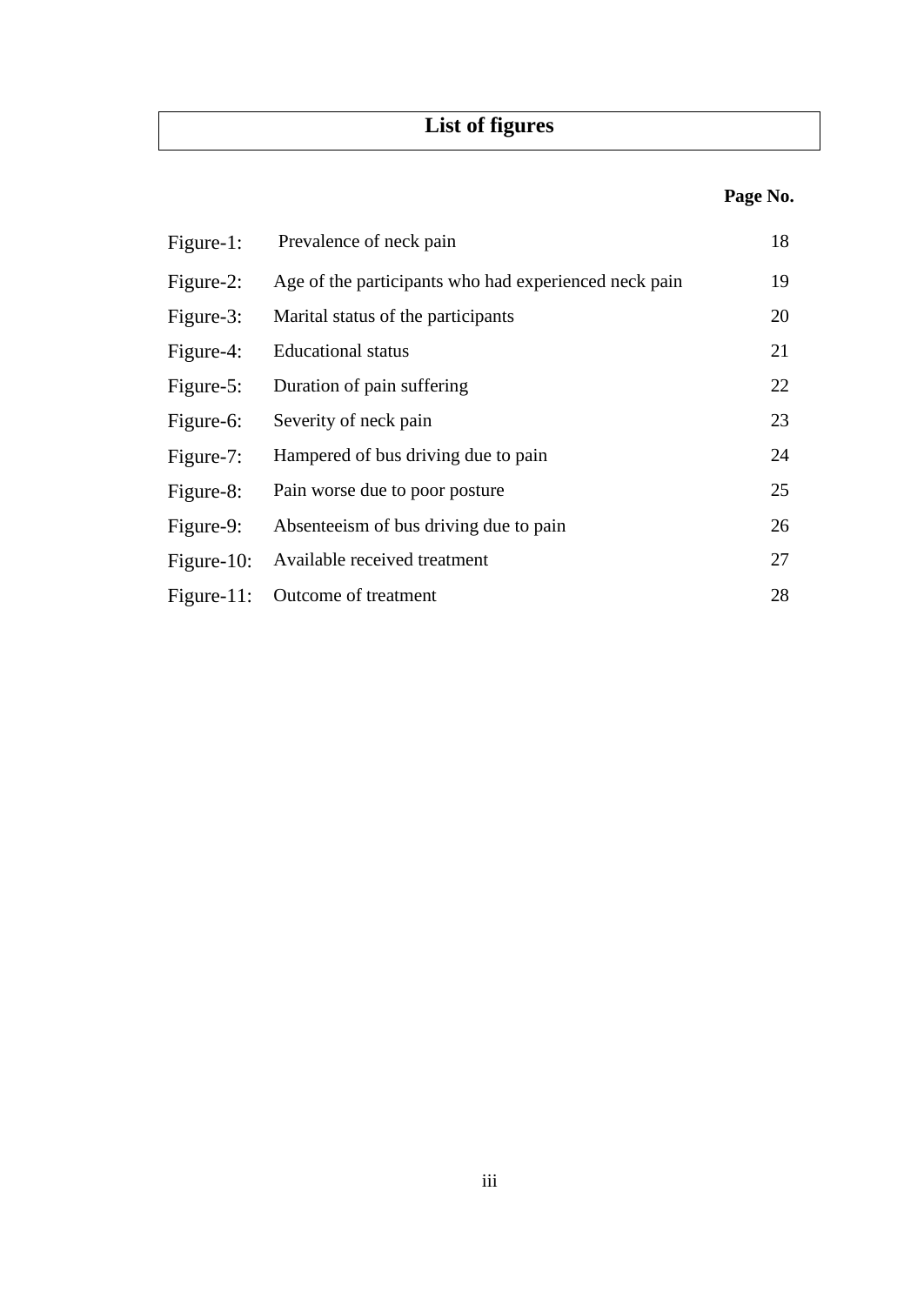# List of figures

| | | Page No. |
|---|---|---|
| Figure-1: | Prevalence of neck pain | 18 |
| Figure-2: | Age of the participants who had experienced neck pain | 19 |
| Figure-3: | Marital status of the participants | 20 |
| Figure-4: | Educational status | 21 |
| Figure-5: | Duration of pain suffering | 22 |
| Figure-6: | Severity of neck pain | 23 |
| Figure-7: | Hampered of bus driving due to pain | 24 |
| Figure-8: | Pain worse due to poor posture | 25 |
| Figure-9: | Absenteeism of bus driving due to pain | 26 |
| Figure-10: | Available received treatment | 27 |
| Figure-11: | Outcome of treatment | 28 |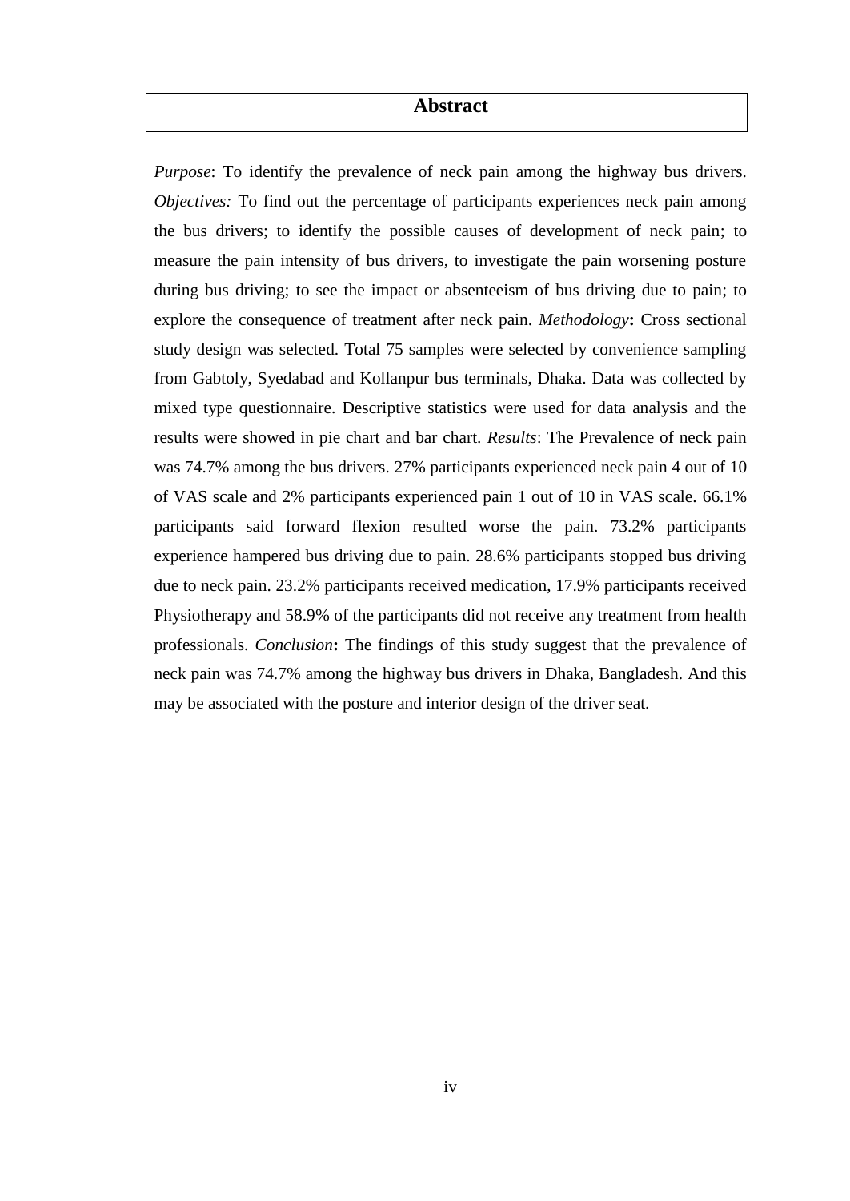# Abstract

*Purpose*: To identify the prevalence of neck pain among the highway bus drivers. *Objectives:* To find out the percentage of participants experiences neck pain among the bus drivers; to identify the possible causes of development of neck pain; to measure the pain intensity of bus drivers, to investigate the pain worsening posture during bus driving; to see the impact or absenteeism of bus driving due to pain; to explore the consequence of treatment after neck pain. *Methodology***:** Cross sectional study design was selected. Total 75 samples were selected by convenience sampling from Gabtoly, Syedabad and Kollanpur bus terminals, Dhaka. Data was collected by mixed type questionnaire. Descriptive statistics were used for data analysis and the results were showed in pie chart and bar chart. *Results*: The Prevalence of neck pain was 74.7% among the bus drivers. 27% participants experienced neck pain 4 out of 10 of VAS scale and 2% participants experienced pain 1 out of 10 in VAS scale. 66.1% participants said forward flexion resulted worse the pain. 73.2% participants experience hampered bus driving due to pain. 28.6% participants stopped bus driving due to neck pain. 23.2% participants received medication, 17.9% participants received Physiotherapy and 58.9% of the participants did not receive any treatment from health professionals. *Conclusion***:** The findings of this study suggest that the prevalence of neck pain was 74.7% among the highway bus drivers in Dhaka, Bangladesh. And this may be associated with the posture and interior design of the driver seat.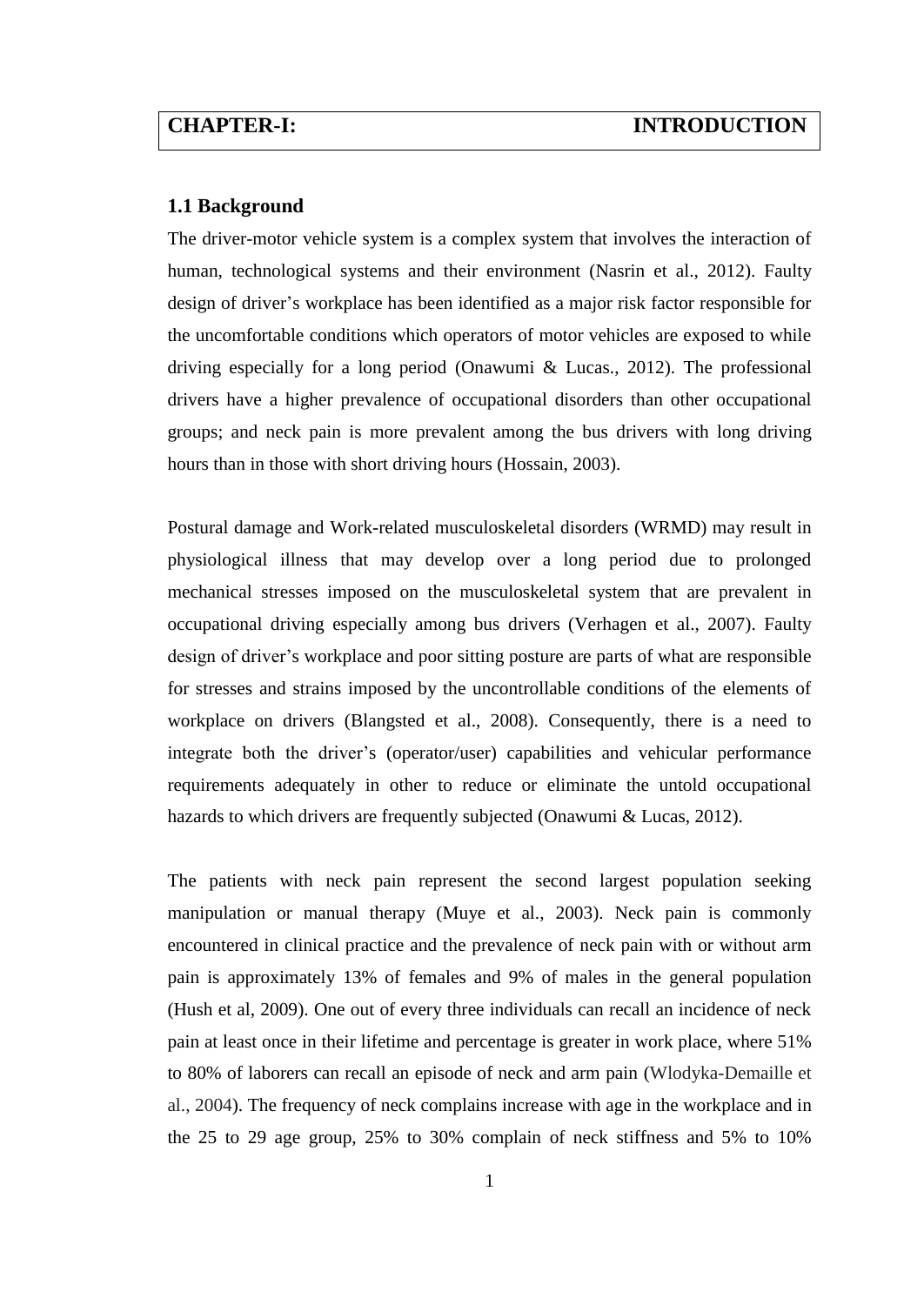# CHAPTER-I: INTRODUCTION

## 1.1 Background

The driver-motor vehicle system is a complex system that involves the interaction of human, technological systems and their environment (Nasrin et al., 2012). Faulty design of driver's workplace has been identified as a major risk factor responsible for the uncomfortable conditions which operators of motor vehicles are exposed to while driving especially for a long period (Onawumi & Lucas., 2012). The professional drivers have a higher prevalence of occupational disorders than other occupational groups; and neck pain is more prevalent among the bus drivers with long driving hours than in those with short driving hours (Hossain, 2003).

Postural damage and Work-related musculoskeletal disorders (WRMD) may result in physiological illness that may develop over a long period due to prolonged mechanical stresses imposed on the musculoskeletal system that are prevalent in occupational driving especially among bus drivers (Verhagen et al., 2007). Faulty design of driver's workplace and poor sitting posture are parts of what are responsible for stresses and strains imposed by the uncontrollable conditions of the elements of workplace on drivers (Blangsted et al., 2008). Consequently, there is a need to integrate both the driver's (operator/user) capabilities and vehicular performance requirements adequately in other to reduce or eliminate the untold occupational hazards to which drivers are frequently subjected (Onawumi & Lucas, 2012).

The patients with neck pain represent the second largest population seeking manipulation or manual therapy (Muye et al., 2003). Neck pain is commonly encountered in clinical practice and the prevalence of neck pain with or without arm pain is approximately 13% of females and 9% of males in the general population (Hush et al, 2009). One out of every three individuals can recall an incidence of neck pain at least once in their lifetime and percentage is greater in work place, where 51% to 80% of laborers can recall an episode of neck and arm pain (Wlodyka-Demaille et al., 2004). The frequency of neck complains increase with age in the workplace and in the 25 to 29 age group, 25% to 30% complain of neck stiffness and 5% to 10%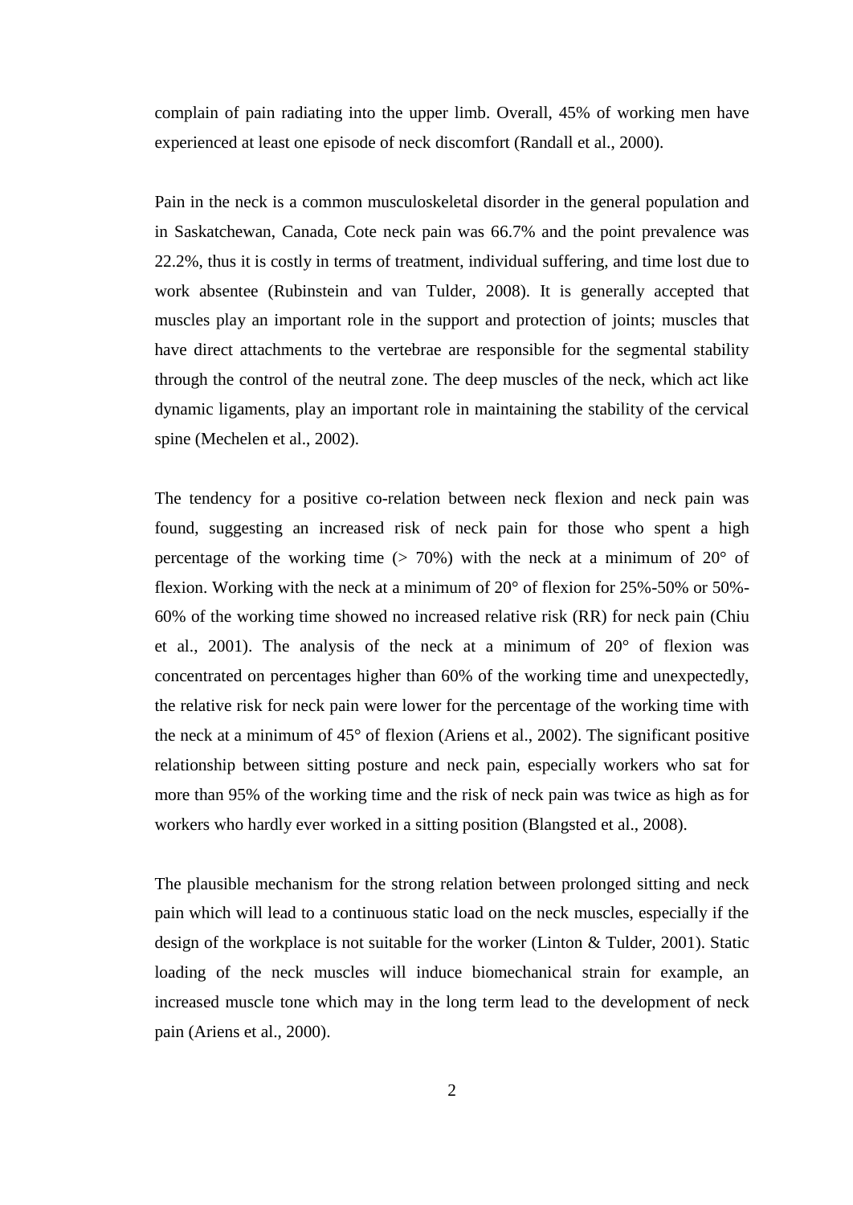complain of pain radiating into the upper limb. Overall, 45% of working men have experienced at least one episode of neck discomfort (Randall et al., 2000).

Pain in the neck is a common musculoskeletal disorder in the general population and in Saskatchewan, Canada, Cote neck pain was 66.7% and the point prevalence was 22.2%, thus it is costly in terms of treatment, individual suffering, and time lost due to work absentee (Rubinstein and van Tulder, 2008). It is generally accepted that muscles play an important role in the support and protection of joints; muscles that have direct attachments to the vertebrae are responsible for the segmental stability through the control of the neutral zone. The deep muscles of the neck, which act like dynamic ligaments, play an important role in maintaining the stability of the cervical spine (Mechelen et al., 2002).

The tendency for a positive co-relation between neck flexion and neck pain was found, suggesting an increased risk of neck pain for those who spent a high percentage of the working time (> 70%) with the neck at a minimum of 20° of flexion. Working with the neck at a minimum of 20° of flexion for 25%-50% or 50%-60% of the working time showed no increased relative risk (RR) for neck pain (Chiu et al., 2001). The analysis of the neck at a minimum of 20° of flexion was concentrated on percentages higher than 60% of the working time and unexpectedly, the relative risk for neck pain were lower for the percentage of the working time with the neck at a minimum of 45° of flexion (Ariens et al., 2002). The significant positive relationship between sitting posture and neck pain, especially workers who sat for more than 95% of the working time and the risk of neck pain was twice as high as for workers who hardly ever worked in a sitting position (Blangsted et al., 2008).

The plausible mechanism for the strong relation between prolonged sitting and neck pain which will lead to a continuous static load on the neck muscles, especially if the design of the workplace is not suitable for the worker (Linton & Tulder, 2001). Static loading of the neck muscles will induce biomechanical strain for example, an increased muscle tone which may in the long term lead to the development of neck pain (Ariens et al., 2000).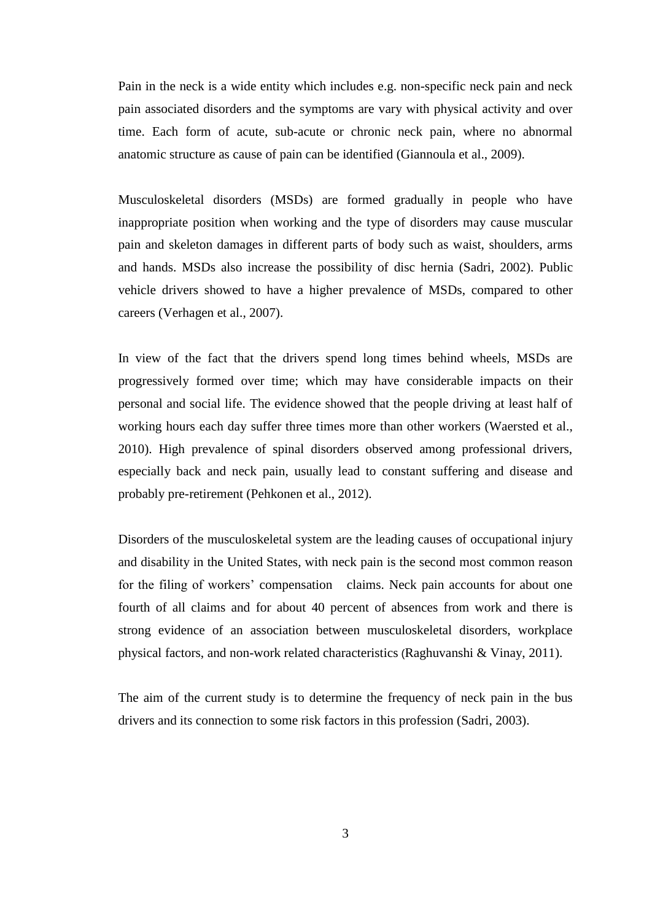Pain in the neck is a wide entity which includes e.g. non-specific neck pain and neck pain associated disorders and the symptoms are vary with physical activity and over time. Each form of acute, sub-acute or chronic neck pain, where no abnormal anatomic structure as cause of pain can be identified (Giannoula et al., 2009).

Musculoskeletal disorders (MSDs) are formed gradually in people who have inappropriate position when working and the type of disorders may cause muscular pain and skeleton damages in different parts of body such as waist, shoulders, arms and hands. MSDs also increase the possibility of disc hernia (Sadri, 2002). Public vehicle drivers showed to have a higher prevalence of MSDs, compared to other careers (Verhagen et al., 2007).

In view of the fact that the drivers spend long times behind wheels, MSDs are progressively formed over time; which may have considerable impacts on their personal and social life. The evidence showed that the people driving at least half of working hours each day suffer three times more than other workers (Waersted et al., 2010). High prevalence of spinal disorders observed among professional drivers, especially back and neck pain, usually lead to constant suffering and disease and probably pre-retirement (Pehkonen et al., 2012).

Disorders of the musculoskeletal system are the leading causes of occupational injury and disability in the United States, with neck pain is the second most common reason for the filing of workers' compensation claims. Neck pain accounts for about one fourth of all claims and for about 40 percent of absences from work and there is strong evidence of an association between musculoskeletal disorders, workplace physical factors, and non-work related characteristics (Raghuvanshi & Vinay, 2011).

The aim of the current study is to determine the frequency of neck pain in the bus drivers and its connection to some risk factors in this profession (Sadri, 2003).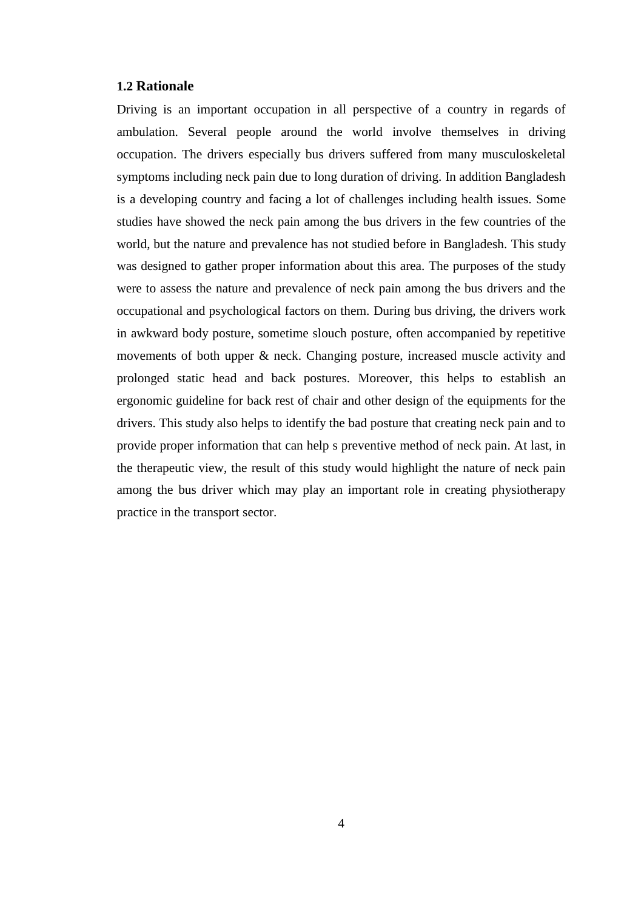## 1.2 Rationale

Driving is an important occupation in all perspective of a country in regards of ambulation. Several people around the world involve themselves in driving occupation. The drivers especially bus drivers suffered from many musculoskeletal symptoms including neck pain due to long duration of driving. In addition Bangladesh is a developing country and facing a lot of challenges including health issues. Some studies have showed the neck pain among the bus drivers in the few countries of the world, but the nature and prevalence has not studied before in Bangladesh. This study was designed to gather proper information about this area. The purposes of the study were to assess the nature and prevalence of neck pain among the bus drivers and the occupational and psychological factors on them. During bus driving, the drivers work in awkward body posture, sometime slouch posture, often accompanied by repetitive movements of both upper & neck. Changing posture, increased muscle activity and prolonged static head and back postures. Moreover, this helps to establish an ergonomic guideline for back rest of chair and other design of the equipments for the drivers. This study also helps to identify the bad posture that creating neck pain and to provide proper information that can help s preventive method of neck pain. At last, in the therapeutic view, the result of this study would highlight the nature of neck pain among the bus driver which may play an important role in creating physiotherapy practice in the transport sector.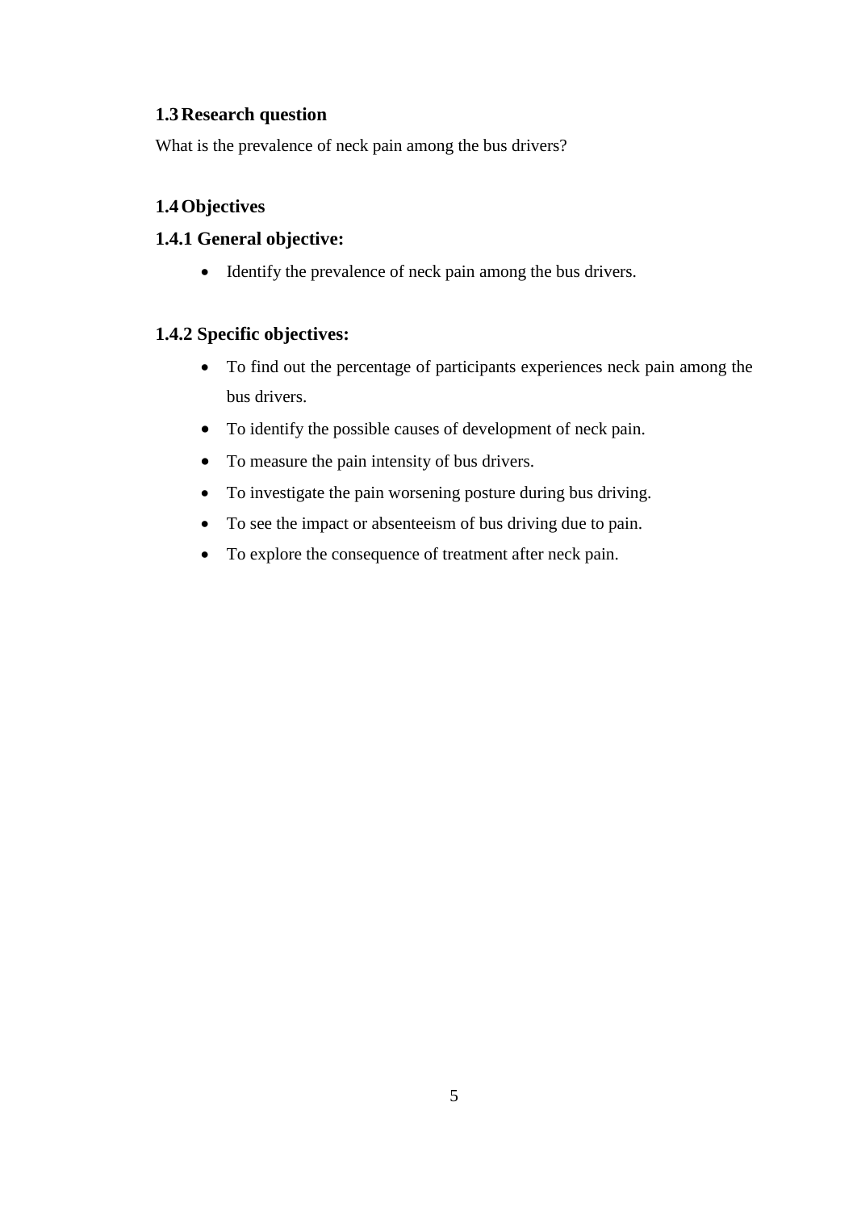## 1.3 Research question

What is the prevalence of neck pain among the bus drivers?

## 1.4 Objectives

### 1.4.1 General objective:

- Identify the prevalence of neck pain among the bus drivers.

### 1.4.2 Specific objectives:

- To find out the percentage of participants experiences neck pain among the bus drivers.
- To identify the possible causes of development of neck pain.
- To measure the pain intensity of bus drivers.
- To investigate the pain worsening posture during bus driving.
- To see the impact or absenteeism of bus driving due to pain.
- To explore the consequence of treatment after neck pain.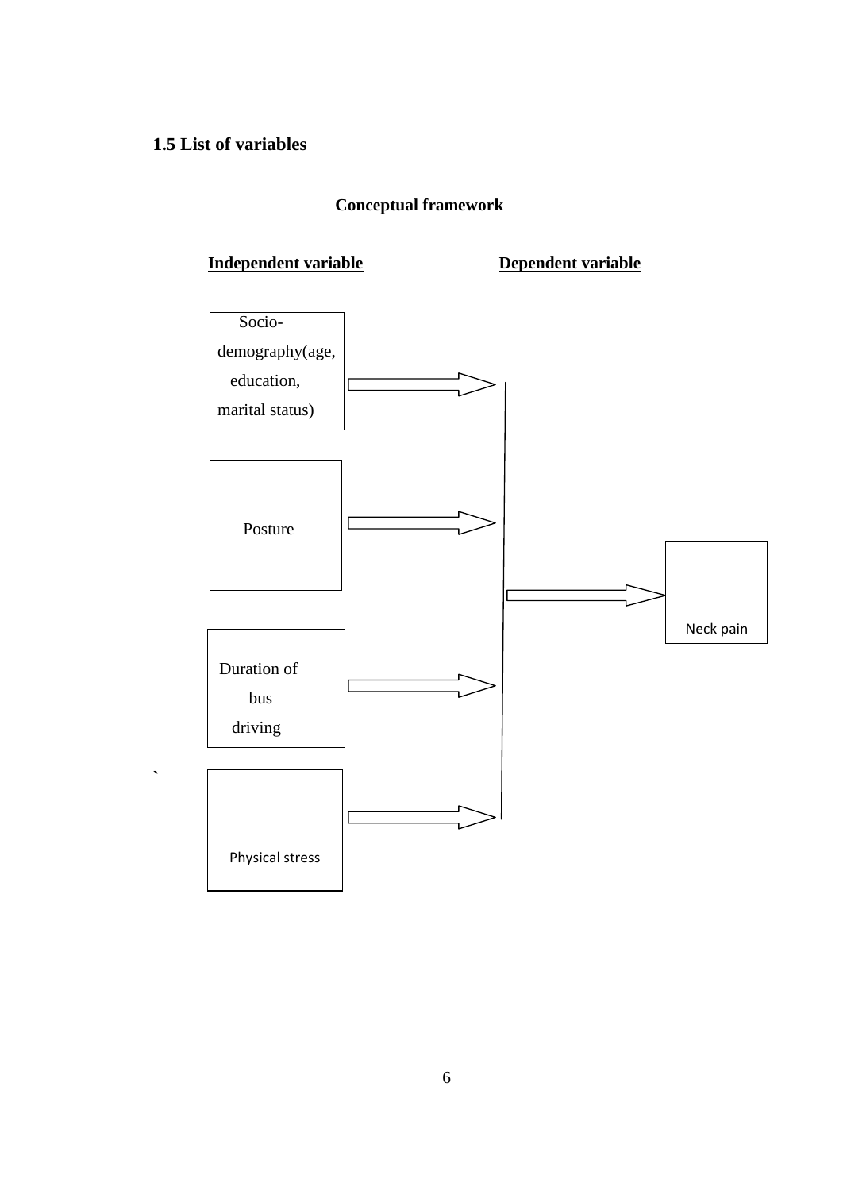### 1.5 List of variables

**Conceptual framework**

| **Independent variable** | **Dependent variable** |
|---|---|
| Socio-demography(age, education, marital status) | Neck pain |
| Posture | |
| Duration of bus driving | |
| Physical stress | |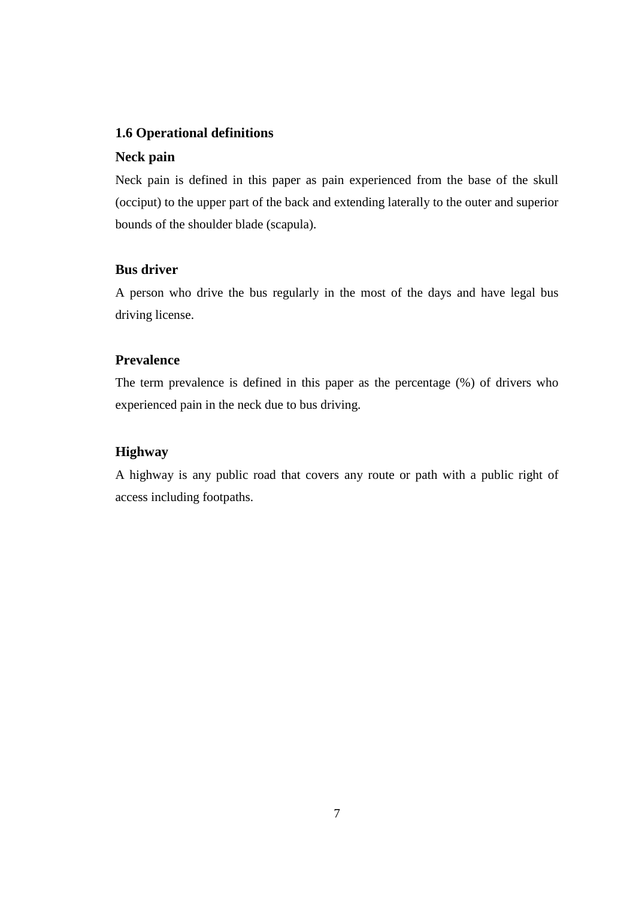## 1.6 Operational definitions

### Neck pain

Neck pain is defined in this paper as pain experienced from the base of the skull (occiput) to the upper part of the back and extending laterally to the outer and superior bounds of the shoulder blade (scapula).

### Bus driver

A person who drive the bus regularly in the most of the days and have legal bus driving license.

### Prevalence

The term prevalence is defined in this paper as the percentage (%) of drivers who experienced pain in the neck due to bus driving.

### Highway

A highway is any public road that covers any route or path with a public right of access including footpaths.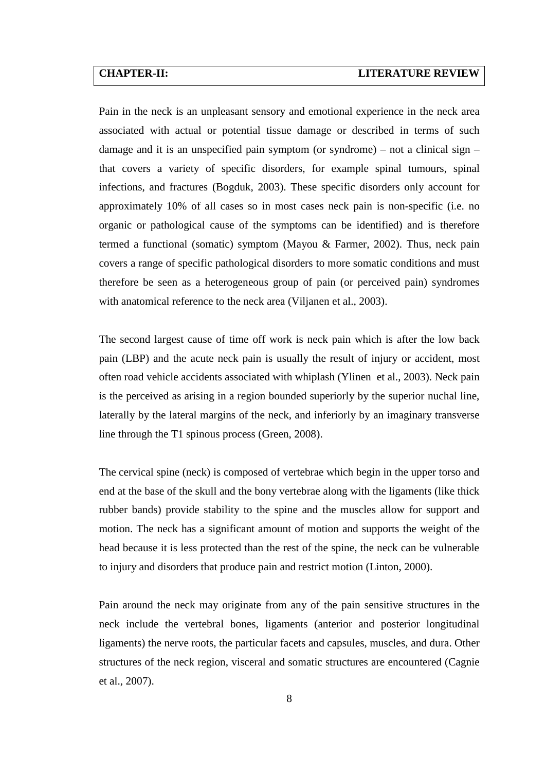# CHAPTER-II: LITERATURE REVIEW

Pain in the neck is an unpleasant sensory and emotional experience in the neck area associated with actual or potential tissue damage or described in terms of such damage and it is an unspecified pain symptom (or syndrome) – not a clinical sign – that covers a variety of specific disorders, for example spinal tumours, spinal infections, and fractures (Bogduk, 2003). These specific disorders only account for approximately 10% of all cases so in most cases neck pain is non-specific (i.e. no organic or pathological cause of the symptoms can be identified) and is therefore termed a functional (somatic) symptom (Mayou & Farmer, 2002). Thus, neck pain covers a range of specific pathological disorders to more somatic conditions and must therefore be seen as a heterogeneous group of pain (or perceived pain) syndromes with anatomical reference to the neck area (Viljanen et al., 2003).

The second largest cause of time off work is neck pain which is after the low back pain (LBP) and the acute neck pain is usually the result of injury or accident, most often road vehicle accidents associated with whiplash (Ylinen et al., 2003). Neck pain is the perceived as arising in a region bounded superiorly by the superior nuchal line, laterally by the lateral margins of the neck, and inferiorly by an imaginary transverse line through the T1 spinous process (Green, 2008).

The cervical spine (neck) is composed of vertebrae which begin in the upper torso and end at the base of the skull and the bony vertebrae along with the ligaments (like thick rubber bands) provide stability to the spine and the muscles allow for support and motion. The neck has a significant amount of motion and supports the weight of the head because it is less protected than the rest of the spine, the neck can be vulnerable to injury and disorders that produce pain and restrict motion (Linton, 2000).

Pain around the neck may originate from any of the pain sensitive structures in the neck include the vertebral bones, ligaments (anterior and posterior longitudinal ligaments) the nerve roots, the particular facets and capsules, muscles, and dura. Other structures of the neck region, visceral and somatic structures are encountered (Cagnie et al., 2007).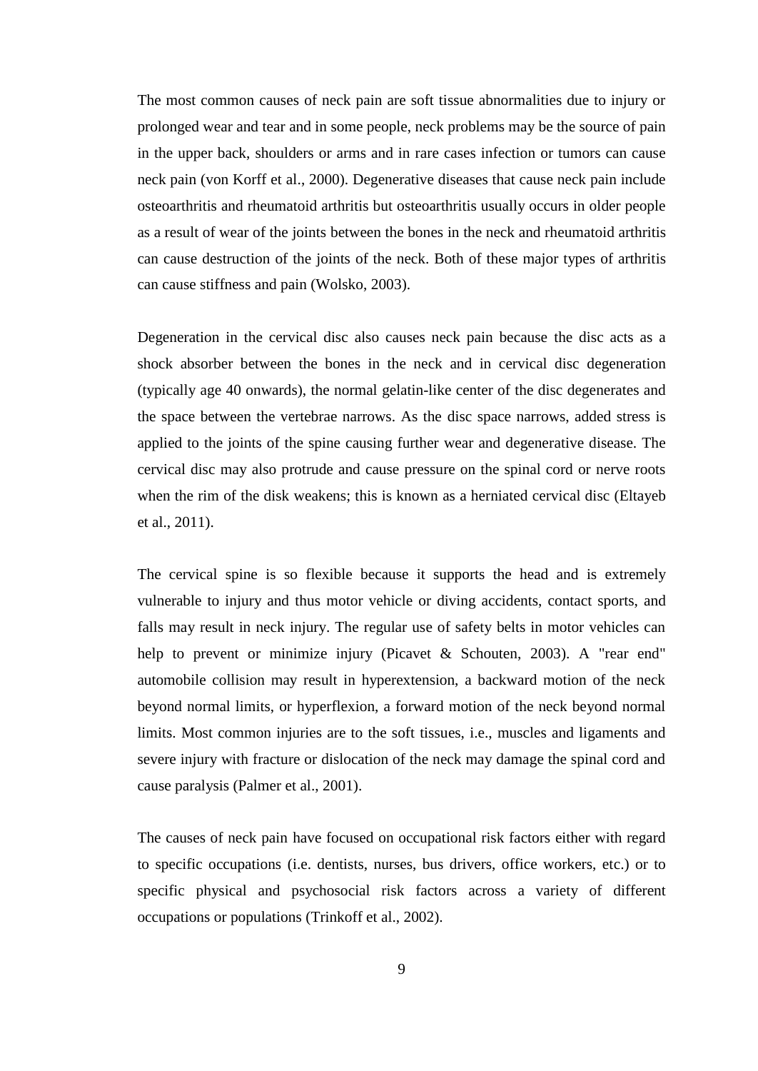The most common causes of neck pain are soft tissue abnormalities due to injury or prolonged wear and tear and in some people, neck problems may be the source of pain in the upper back, shoulders or arms and in rare cases infection or tumors can cause neck pain (von Korff et al., 2000). Degenerative diseases that cause neck pain include osteoarthritis and rheumatoid arthritis but osteoarthritis usually occurs in older people as a result of wear of the joints between the bones in the neck and rheumatoid arthritis can cause destruction of the joints of the neck. Both of these major types of arthritis can cause stiffness and pain (Wolsko, 2003).

Degeneration in the cervical disc also causes neck pain because the disc acts as a shock absorber between the bones in the neck and in cervical disc degeneration (typically age 40 onwards), the normal gelatin-like center of the disc degenerates and the space between the vertebrae narrows. As the disc space narrows, added stress is applied to the joints of the spine causing further wear and degenerative disease. The cervical disc may also protrude and cause pressure on the spinal cord or nerve roots when the rim of the disk weakens; this is known as a herniated cervical disc (Eltayeb et al., 2011).

The cervical spine is so flexible because it supports the head and is extremely vulnerable to injury and thus motor vehicle or diving accidents, contact sports, and falls may result in neck injury. The regular use of safety belts in motor vehicles can help to prevent or minimize injury (Picavet & Schouten, 2003). A "rear end" automobile collision may result in hyperextension, a backward motion of the neck beyond normal limits, or hyperflexion, a forward motion of the neck beyond normal limits. Most common injuries are to the soft tissues, i.e., muscles and ligaments and severe injury with fracture or dislocation of the neck may damage the spinal cord and cause paralysis (Palmer et al., 2001).

The causes of neck pain have focused on occupational risk factors either with regard to specific occupations (i.e. dentists, nurses, bus drivers, office workers, etc.) or to specific physical and psychosocial risk factors across a variety of different occupations or populations (Trinkoff et al., 2002).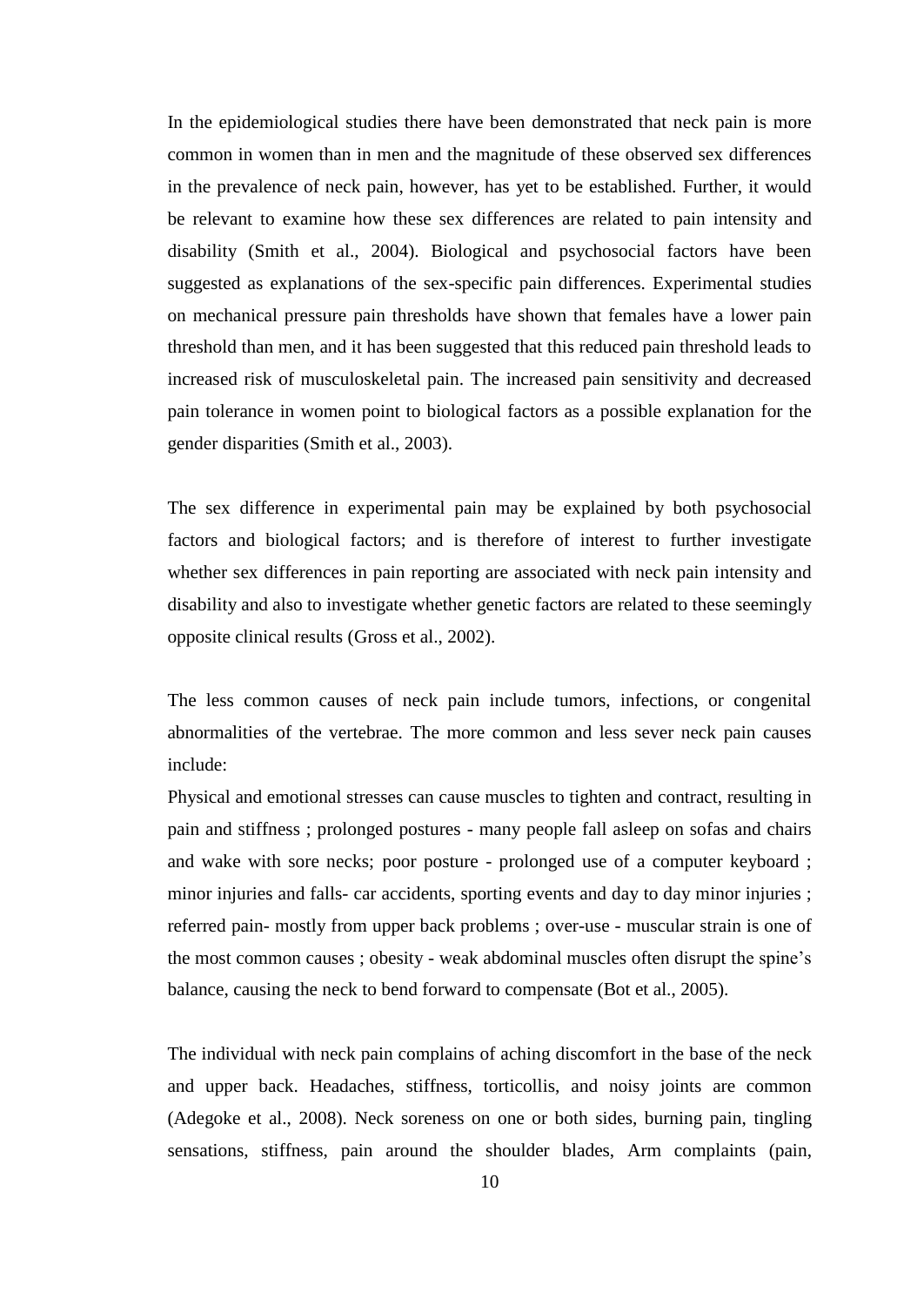In the epidemiological studies there have been demonstrated that neck pain is more common in women than in men and the magnitude of these observed sex differences in the prevalence of neck pain, however, has yet to be established. Further, it would be relevant to examine how these sex differences are related to pain intensity and disability (Smith et al., 2004). Biological and psychosocial factors have been suggested as explanations of the sex-specific pain differences. Experimental studies on mechanical pressure pain thresholds have shown that females have a lower pain threshold than men, and it has been suggested that this reduced pain threshold leads to increased risk of musculoskeletal pain. The increased pain sensitivity and decreased pain tolerance in women point to biological factors as a possible explanation for the gender disparities (Smith et al., 2003).

The sex difference in experimental pain may be explained by both psychosocial factors and biological factors; and is therefore of interest to further investigate whether sex differences in pain reporting are associated with neck pain intensity and disability and also to investigate whether genetic factors are related to these seemingly opposite clinical results (Gross et al., 2002).

The less common causes of neck pain include tumors, infections, or congenital abnormalities of the vertebrae. The more common and less sever neck pain causes include:

Physical and emotional stresses can cause muscles to tighten and contract, resulting in pain and stiffness ; prolonged postures - many people fall asleep on sofas and chairs and wake with sore necks; poor posture - prolonged use of a computer keyboard ; minor injuries and falls- car accidents, sporting events and day to day minor injuries ; referred pain- mostly from upper back problems ; over-use - muscular strain is one of the most common causes ; obesity - weak abdominal muscles often disrupt the spine's balance, causing the neck to bend forward to compensate (Bot et al., 2005).

The individual with neck pain complains of aching discomfort in the base of the neck and upper back. Headaches, stiffness, torticollis, and noisy joints are common (Adegoke et al., 2008). Neck soreness on one or both sides, burning pain, tingling sensations, stiffness, pain around the shoulder blades, Arm complaints (pain,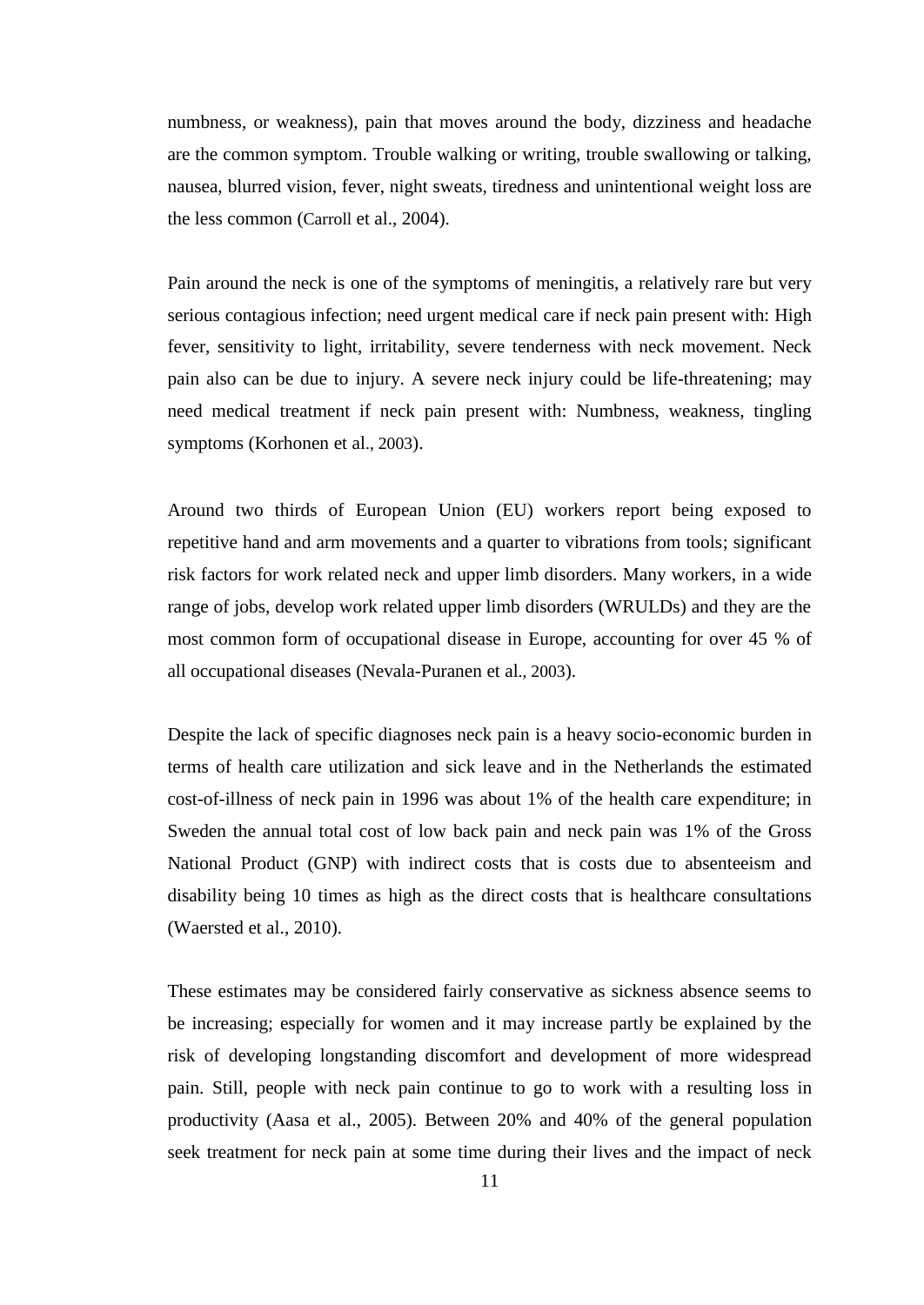numbness, or weakness), pain that moves around the body, dizziness and headache are the common symptom. Trouble walking or writing, trouble swallowing or talking, nausea, blurred vision, fever, night sweats, tiredness and unintentional weight loss are the less common (Carroll et al., 2004).

Pain around the neck is one of the symptoms of meningitis, a relatively rare but very serious contagious infection; need urgent medical care if neck pain present with: High fever, sensitivity to light, irritability, severe tenderness with neck movement. Neck pain also can be due to injury. A severe neck injury could be life-threatening; may need medical treatment if neck pain present with: Numbness, weakness, tingling symptoms (Korhonen et al., 2003).

Around two thirds of European Union (EU) workers report being exposed to repetitive hand and arm movements and a quarter to vibrations from tools; significant risk factors for work related neck and upper limb disorders. Many workers, in a wide range of jobs, develop work related upper limb disorders (WRULDs) and they are the most common form of occupational disease in Europe, accounting for over 45 % of all occupational diseases (Nevala-Puranen et al., 2003).

Despite the lack of specific diagnoses neck pain is a heavy socio-economic burden in terms of health care utilization and sick leave and in the Netherlands the estimated cost-of-illness of neck pain in 1996 was about 1% of the health care expenditure; in Sweden the annual total cost of low back pain and neck pain was 1% of the Gross National Product (GNP) with indirect costs that is costs due to absenteeism and disability being 10 times as high as the direct costs that is healthcare consultations (Waersted et al., 2010).

These estimates may be considered fairly conservative as sickness absence seems to be increasing; especially for women and it may increase partly be explained by the risk of developing longstanding discomfort and development of more widespread pain. Still, people with neck pain continue to go to work with a resulting loss in productivity (Aasa et al., 2005). Between 20% and 40% of the general population seek treatment for neck pain at some time during their lives and the impact of neck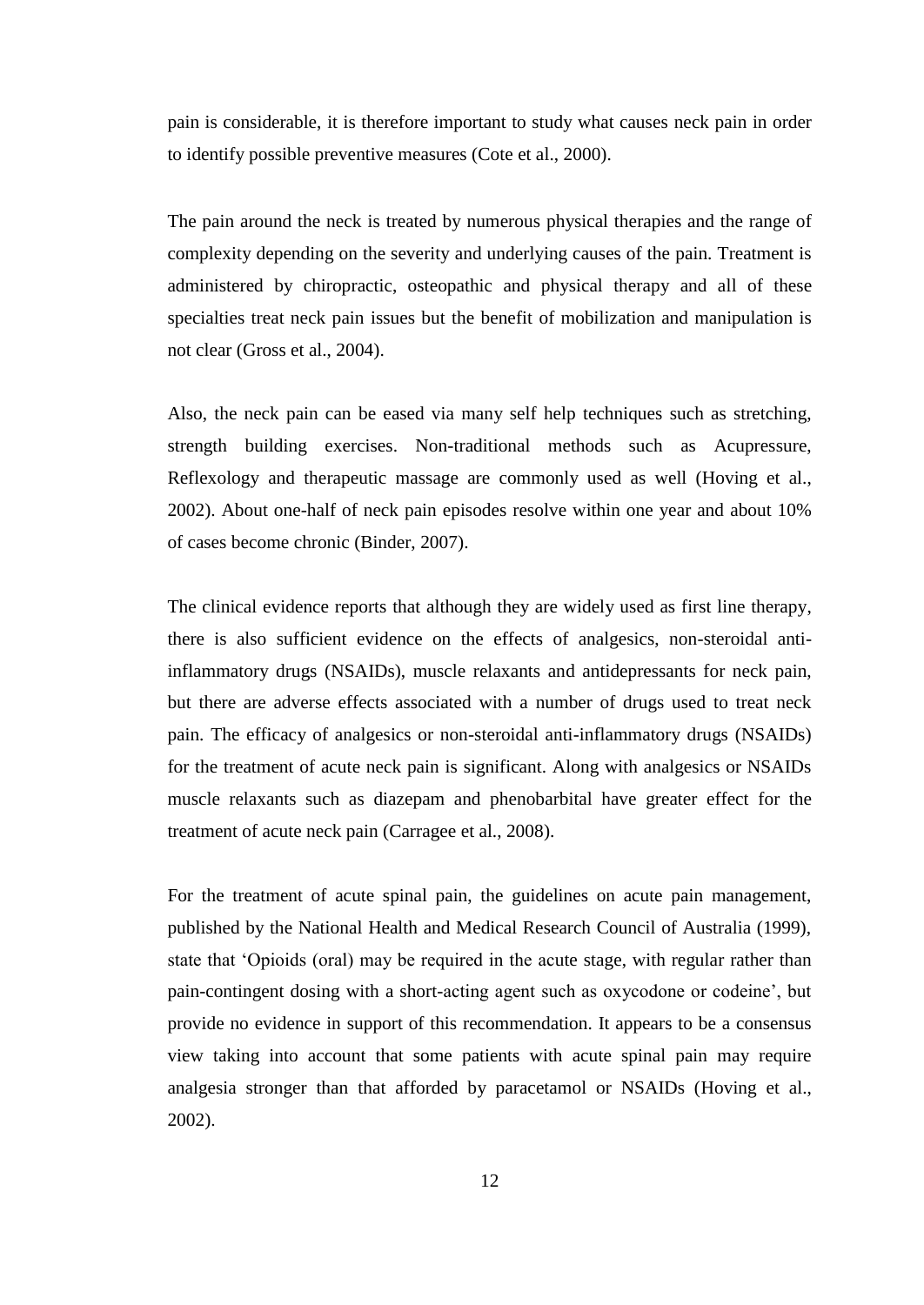pain is considerable, it is therefore important to study what causes neck pain in order to identify possible preventive measures (Cote et al., 2000).

The pain around the neck is treated by numerous physical therapies and the range of complexity depending on the severity and underlying causes of the pain. Treatment is administered by chiropractic, osteopathic and physical therapy and all of these specialties treat neck pain issues but the benefit of mobilization and manipulation is not clear (Gross et al., 2004).

Also, the neck pain can be eased via many self help techniques such as stretching, strength building exercises. Non-traditional methods such as Acupressure, Reflexology and therapeutic massage are commonly used as well (Hoving et al., 2002). About one-half of neck pain episodes resolve within one year and about 10% of cases become chronic (Binder, 2007).

The clinical evidence reports that although they are widely used as first line therapy, there is also sufficient evidence on the effects of analgesics, non-steroidal anti-inflammatory drugs (NSAIDs), muscle relaxants and antidepressants for neck pain, but there are adverse effects associated with a number of drugs used to treat neck pain. The efficacy of analgesics or non-steroidal anti-inflammatory drugs (NSAIDs) for the treatment of acute neck pain is significant. Along with analgesics or NSAIDs muscle relaxants such as diazepam and phenobarbital have greater effect for the treatment of acute neck pain (Carragee et al., 2008).

For the treatment of acute spinal pain, the guidelines on acute pain management, published by the National Health and Medical Research Council of Australia (1999), state that 'Opioids (oral) may be required in the acute stage, with regular rather than pain-contingent dosing with a short-acting agent such as oxycodone or codeine', but provide no evidence in support of this recommendation. It appears to be a consensus view taking into account that some patients with acute spinal pain may require analgesia stronger than that afforded by paracetamol or NSAIDs (Hoving et al., 2002).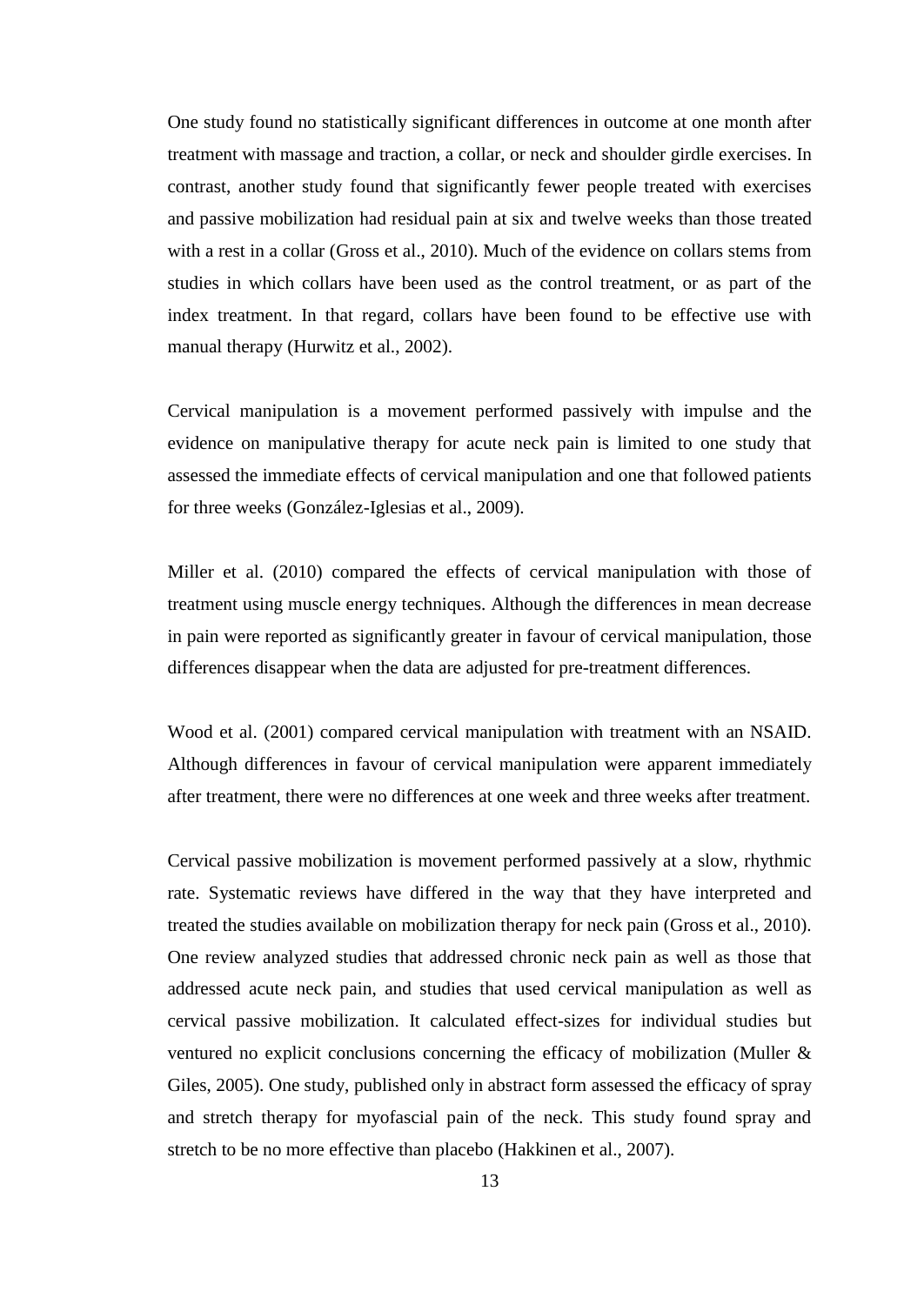One study found no statistically significant differences in outcome at one month after treatment with massage and traction, a collar, or neck and shoulder girdle exercises. In contrast, another study found that significantly fewer people treated with exercises and passive mobilization had residual pain at six and twelve weeks than those treated with a rest in a collar (Gross et al., 2010). Much of the evidence on collars stems from studies in which collars have been used as the control treatment, or as part of the index treatment. In that regard, collars have been found to be effective use with manual therapy (Hurwitz et al., 2002).

Cervical manipulation is a movement performed passively with impulse and the evidence on manipulative therapy for acute neck pain is limited to one study that assessed the immediate effects of cervical manipulation and one that followed patients for three weeks (González-Iglesias et al., 2009).

Miller et al. (2010) compared the effects of cervical manipulation with those of treatment using muscle energy techniques. Although the differences in mean decrease in pain were reported as significantly greater in favour of cervical manipulation, those differences disappear when the data are adjusted for pre-treatment differences.

Wood et al. (2001) compared cervical manipulation with treatment with an NSAID. Although differences in favour of cervical manipulation were apparent immediately after treatment, there were no differences at one week and three weeks after treatment.

Cervical passive mobilization is movement performed passively at a slow, rhythmic rate. Systematic reviews have differed in the way that they have interpreted and treated the studies available on mobilization therapy for neck pain (Gross et al., 2010). One review analyzed studies that addressed chronic neck pain as well as those that addressed acute neck pain, and studies that used cervical manipulation as well as cervical passive mobilization. It calculated effect-sizes for individual studies but ventured no explicit conclusions concerning the efficacy of mobilization (Muller & Giles, 2005). One study, published only in abstract form assessed the efficacy of spray and stretch therapy for myofascial pain of the neck. This study found spray and stretch to be no more effective than placebo (Hakkinen et al., 2007).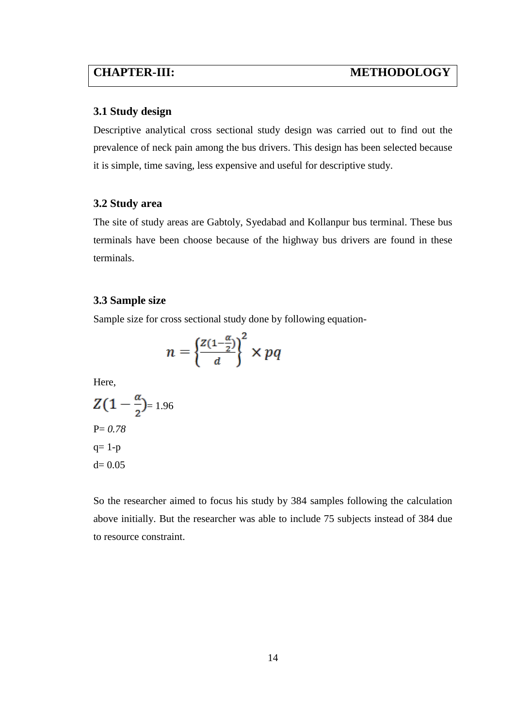# CHAPTER-III: METHODOLOGY

### 3.1 Study design

Descriptive analytical cross sectional study design was carried out to find out the prevalence of neck pain among the bus drivers. This design has been selected because it is simple, time saving, less expensive and useful for descriptive study.

### 3.2 Study area

The site of study areas are Gabtoly, Syedabad and Kollanpur bus terminal. These bus terminals have been choose because of the highway bus drivers are found in these terminals.

### 3.3 Sample size

Sample size for cross sectional study done by following equation-

$$n = \left\{\frac{Z(1-\frac{\alpha}{2})}{d}\right\}^2 \times pq$$

Here,

$Z(1-\frac{\alpha}{2})$= 1.96

P= *0.78*

q= 1-p

d= 0.05

So the researcher aimed to focus his study by 384 samples following the calculation above initially. But the researcher was able to include 75 subjects instead of 384 due to resource constraint.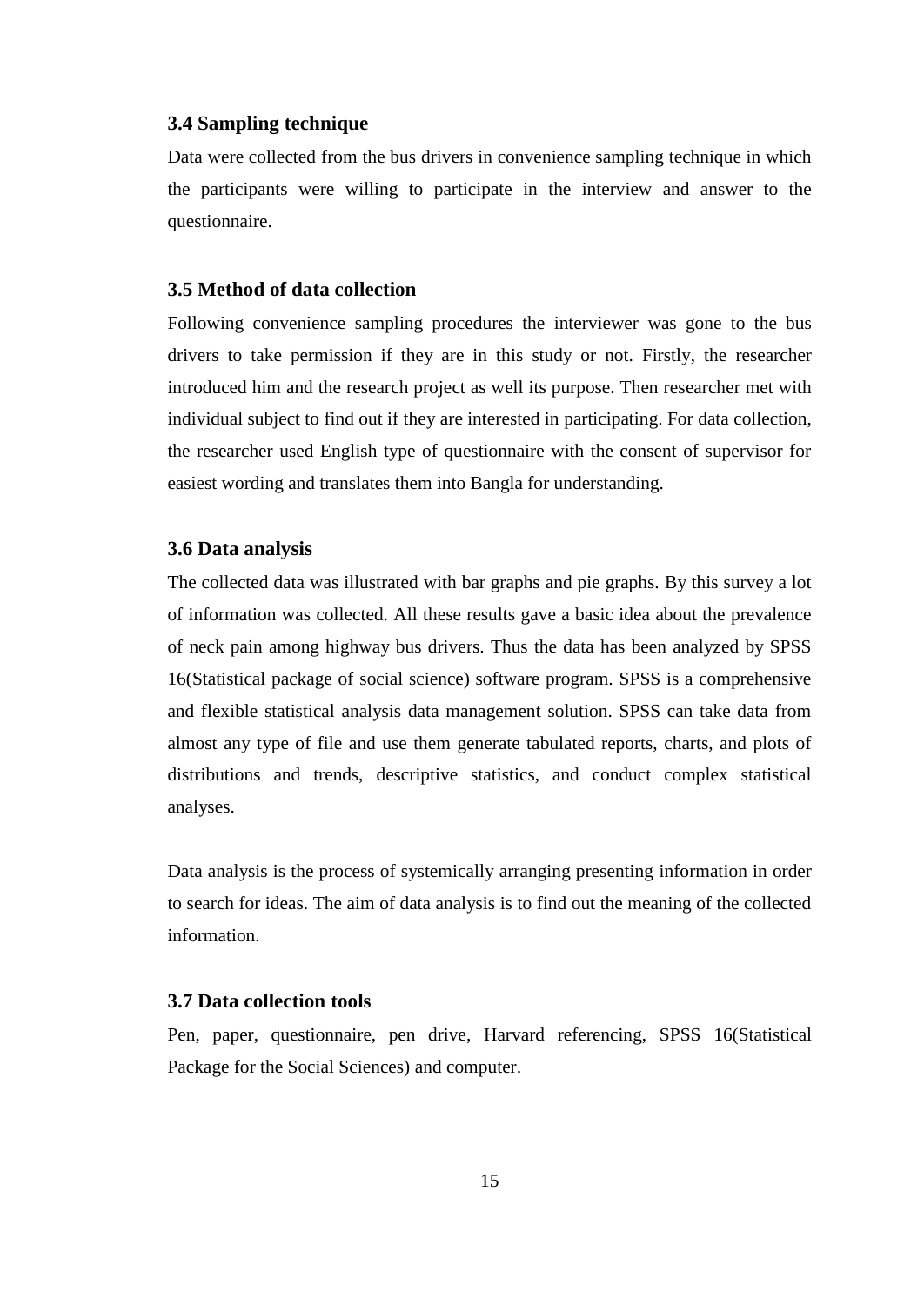### 3.4 Sampling technique

Data were collected from the bus drivers in convenience sampling technique in which the participants were willing to participate in the interview and answer to the questionnaire.

### 3.5 Method of data collection

Following convenience sampling procedures the interviewer was gone to the bus drivers to take permission if they are in this study or not. Firstly, the researcher introduced him and the research project as well its purpose. Then researcher met with individual subject to find out if they are interested in participating. For data collection, the researcher used English type of questionnaire with the consent of supervisor for easiest wording and translates them into Bangla for understanding.

### 3.6 Data analysis

The collected data was illustrated with bar graphs and pie graphs. By this survey a lot of information was collected. All these results gave a basic idea about the prevalence of neck pain among highway bus drivers. Thus the data has been analyzed by SPSS 16(Statistical package of social science) software program. SPSS is a comprehensive and flexible statistical analysis data management solution. SPSS can take data from almost any type of file and use them generate tabulated reports, charts, and plots of distributions and trends, descriptive statistics, and conduct complex statistical analyses.

Data analysis is the process of systemically arranging presenting information in order to search for ideas. The aim of data analysis is to find out the meaning of the collected information.

### 3.7 Data collection tools

Pen, paper, questionnaire, pen drive, Harvard referencing, SPSS 16(Statistical Package for the Social Sciences) and computer.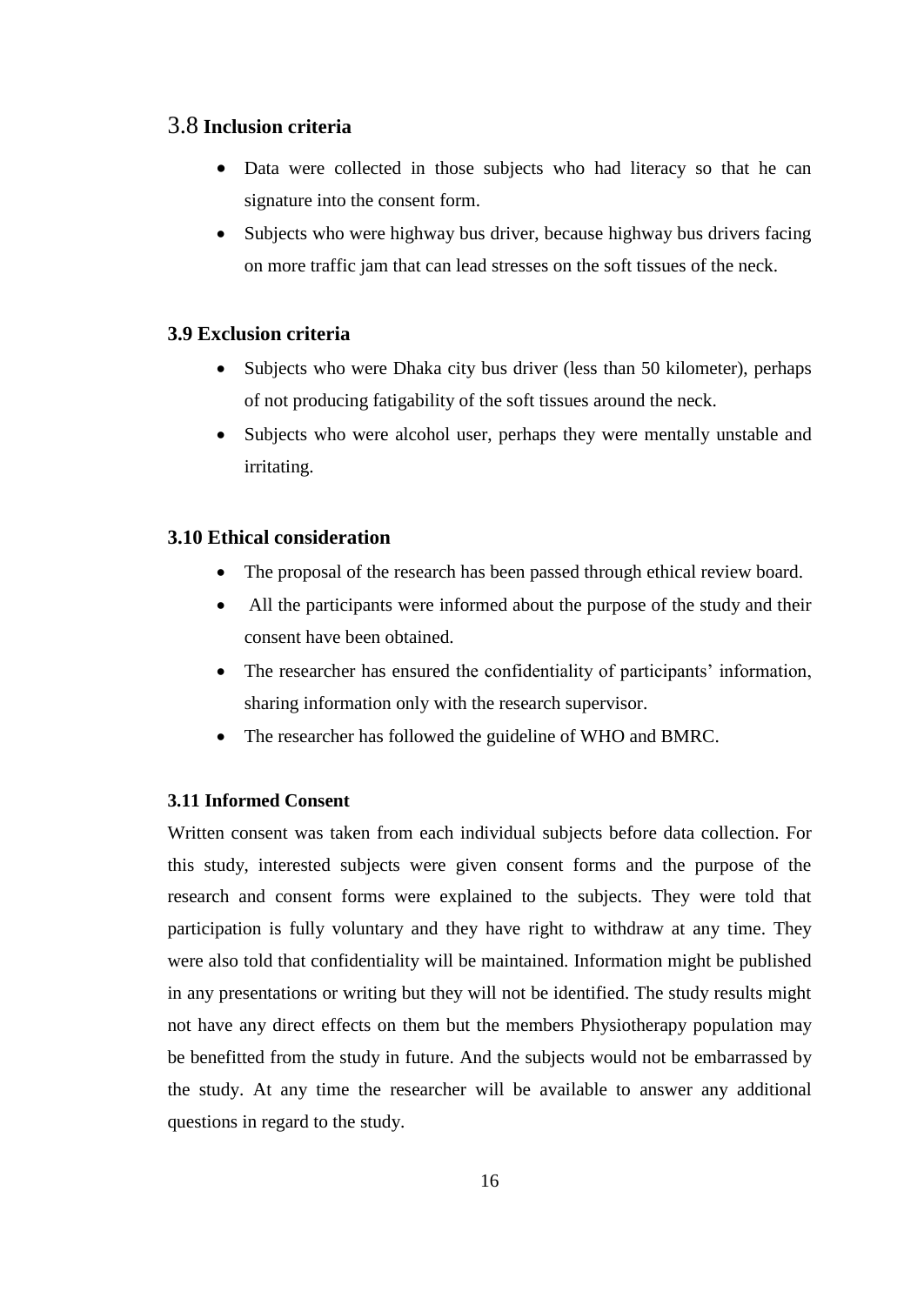### 3.8 Inclusion criteria

- Data were collected in those subjects who had literacy so that he can signature into the consent form.
- Subjects who were highway bus driver, because highway bus drivers facing on more traffic jam that can lead stresses on the soft tissues of the neck.

### 3.9 Exclusion criteria

- Subjects who were Dhaka city bus driver (less than 50 kilometer), perhaps of not producing fatigability of the soft tissues around the neck.
- Subjects who were alcohol user, perhaps they were mentally unstable and irritating.

### 3.10 Ethical consideration

- The proposal of the research has been passed through ethical review board.
- All the participants were informed about the purpose of the study and their consent have been obtained.
- The researcher has ensured the confidentiality of participants' information, sharing information only with the research supervisor.
- The researcher has followed the guideline of WHO and BMRC.

#### 3.11 Informed Consent

Written consent was taken from each individual subjects before data collection. For this study, interested subjects were given consent forms and the purpose of the research and consent forms were explained to the subjects. They were told that participation is fully voluntary and they have right to withdraw at any time. They were also told that confidentiality will be maintained. Information might be published in any presentations or writing but they will not be identified. The study results might not have any direct effects on them but the members Physiotherapy population may be benefitted from the study in future. And the subjects would not be embarrassed by the study. At any time the researcher will be available to answer any additional questions in regard to the study.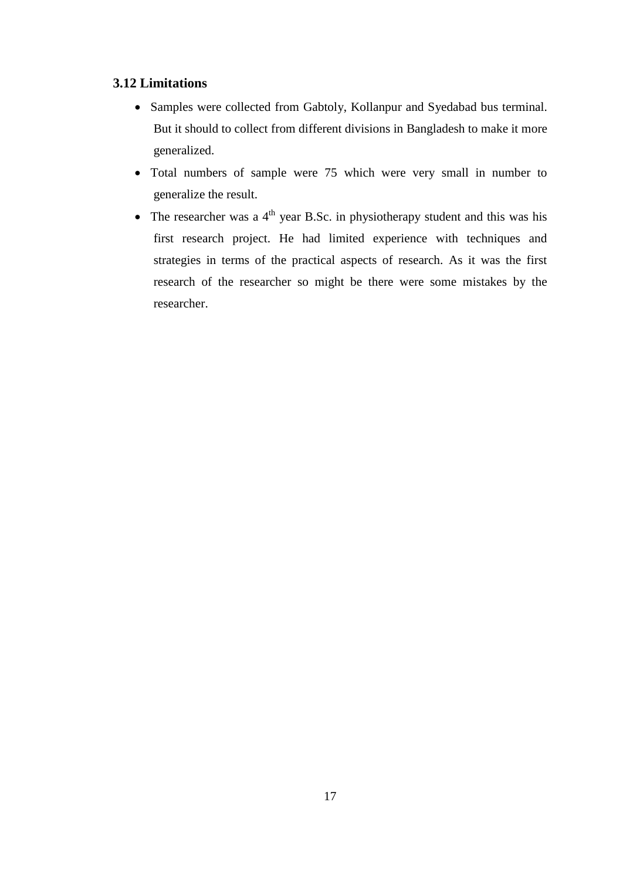### 3.12 Limitations

- Samples were collected from Gabtoly, Kollanpur and Syedabad bus terminal. But it should to collect from different divisions in Bangladesh to make it more generalized.
- Total numbers of sample were 75 which were very small in number to generalize the result.
- The researcher was a 4th year B.Sc. in physiotherapy student and this was his first research project. He had limited experience with techniques and strategies in terms of the practical aspects of research. As it was the first research of the researcher so might be there were some mistakes by the researcher.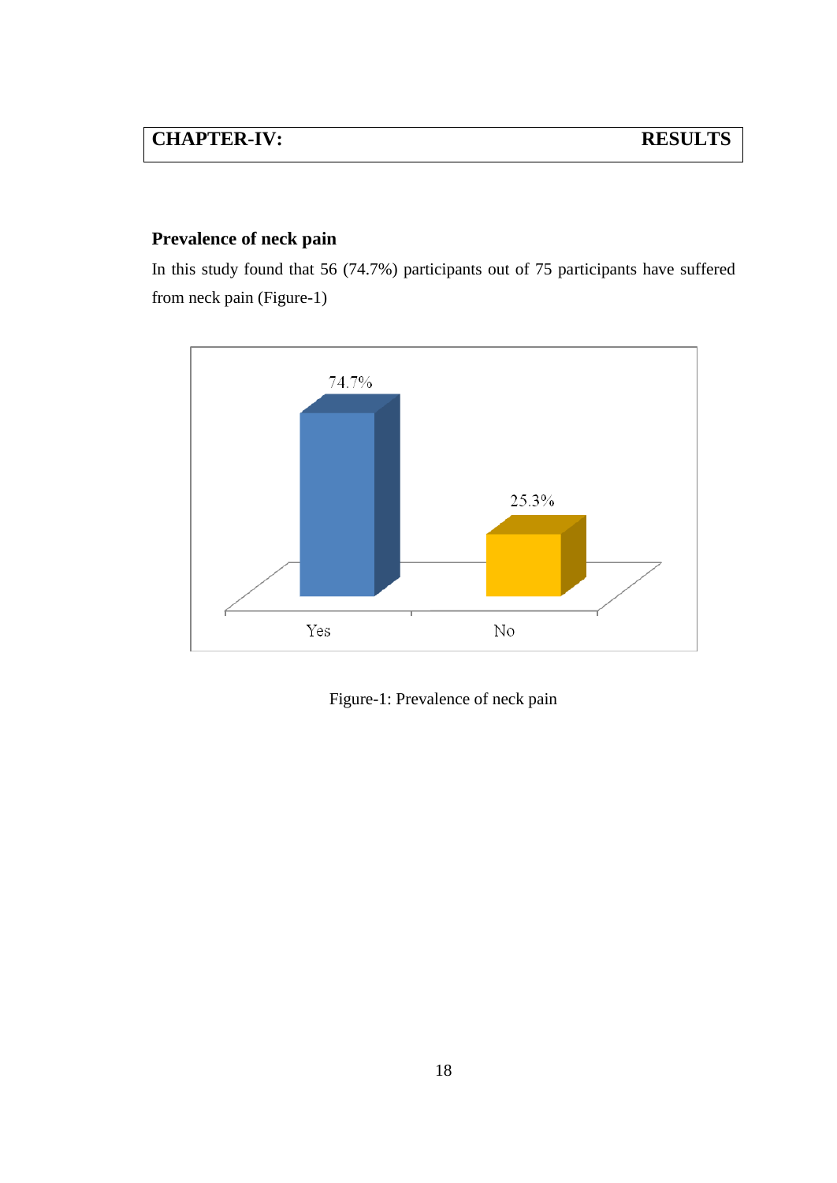# CHAPTER-IV: RESULTS

## Prevalence of neck pain

In this study found that 56 (74.7%) participants out of 75 participants have suffered from neck pain (Figure-1)

74.7%

25.3%

Yes No

Figure-1: Prevalence of neck pain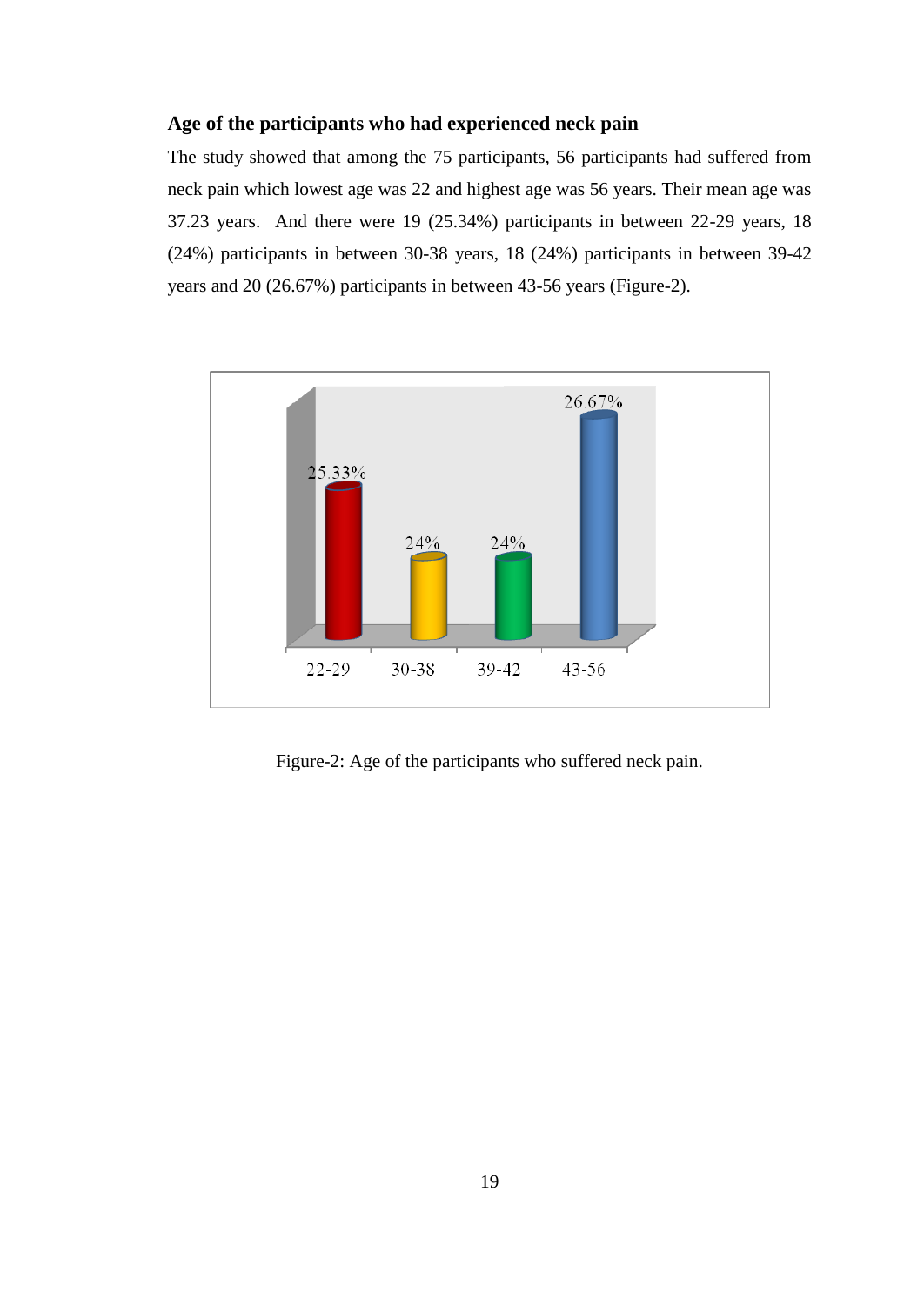### Age of the participants who had experienced neck pain

The study showed that among the 75 participants, 56 participants had suffered from neck pain which lowest age was 22 and highest age was 56 years. Their mean age was 37.23 years. And there were 19 (25.34%) participants in between 22-29 years, 18 (24%) participants in between 30-38 years, 18 (24%) participants in between 39-42 years and 20 (26.67%) participants in between 43-56 years (Figure-2).

Figure-2: Age of the participants who suffered neck pain.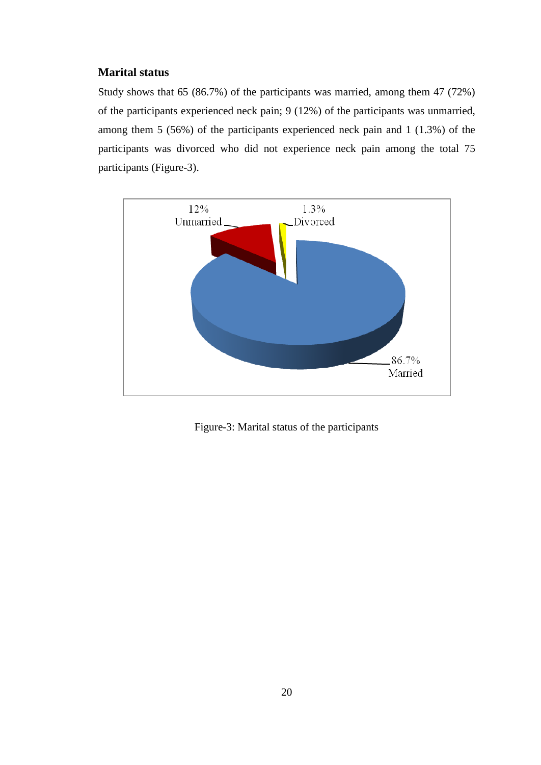### Marital status

Study shows that 65 (86.7%) of the participants was married, among them 47 (72%) of the participants experienced neck pain; 9 (12%) of the participants was unmarried, among them 5 (56%) of the participants experienced neck pain and 1 (1.3%) of the participants was divorced who did not experience neck pain among the total 75 participants (Figure-3).

Figure-3: Marital status of the participants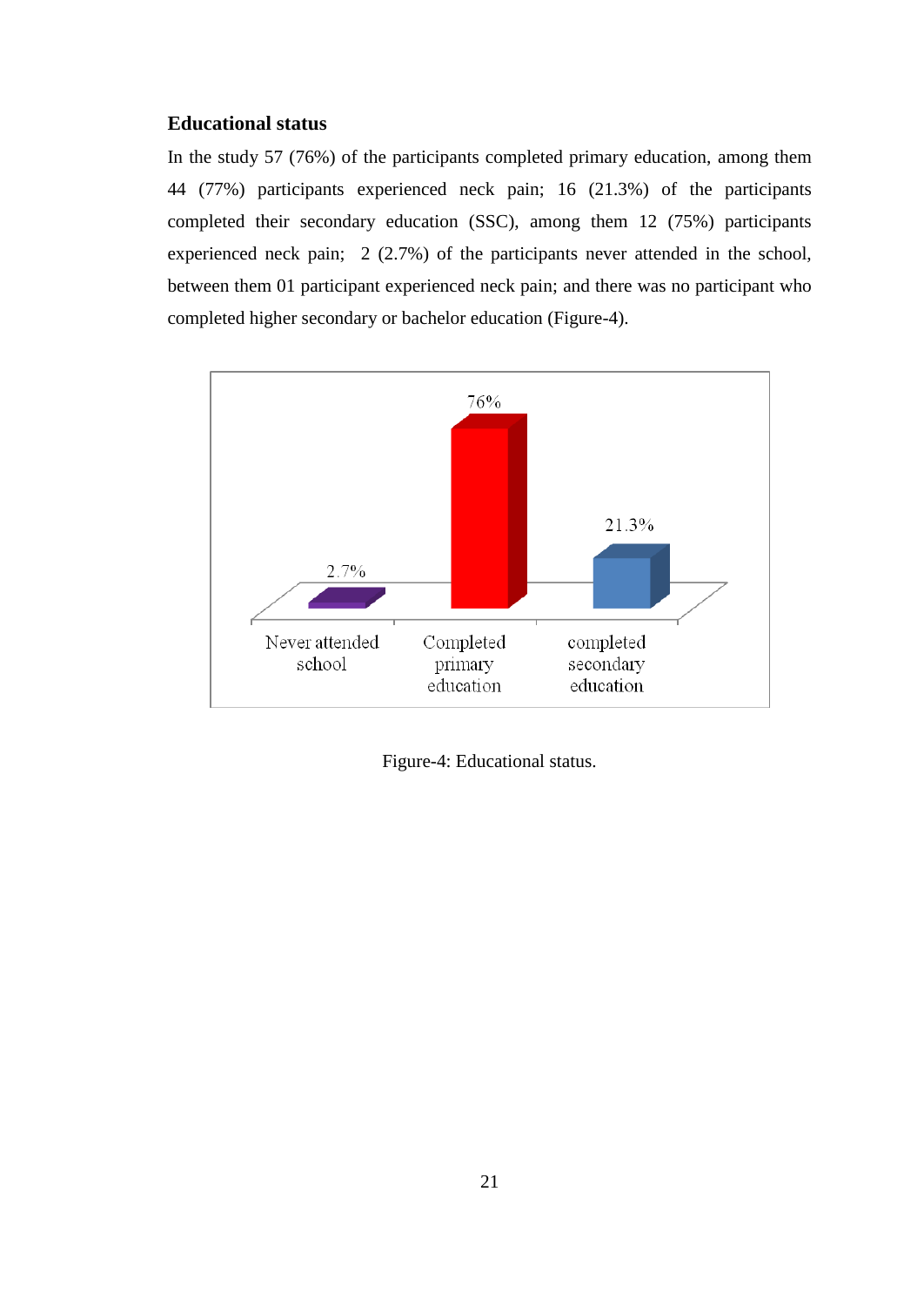### Educational status

In the study 57 (76%) of the participants completed primary education, among them 44 (77%) participants experienced neck pain; 16 (21.3%) of the participants completed their secondary education (SSC), among them 12 (75%) participants experienced neck pain; 2 (2.7%) of the participants never attended in the school, between them 01 participant experienced neck pain; and there was no participant who completed higher secondary or bachelor education (Figure-4).

Figure-4: Educational status.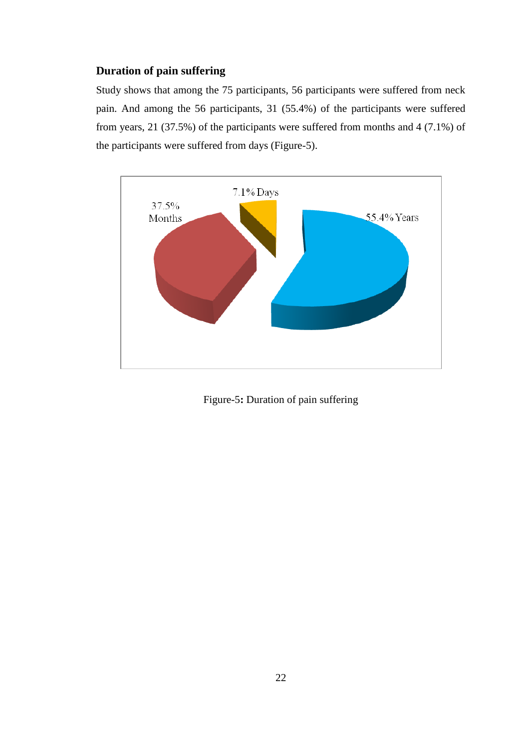### Duration of pain suffering

Study shows that among the 75 participants, 56 participants were suffered from neck pain. And among the 56 participants, 31 (55.4%) of the participants were suffered from years, 21 (37.5%) of the participants were suffered from months and 4 (7.1%) of the participants were suffered from days (Figure-5).

Figure-5: Duration of pain suffering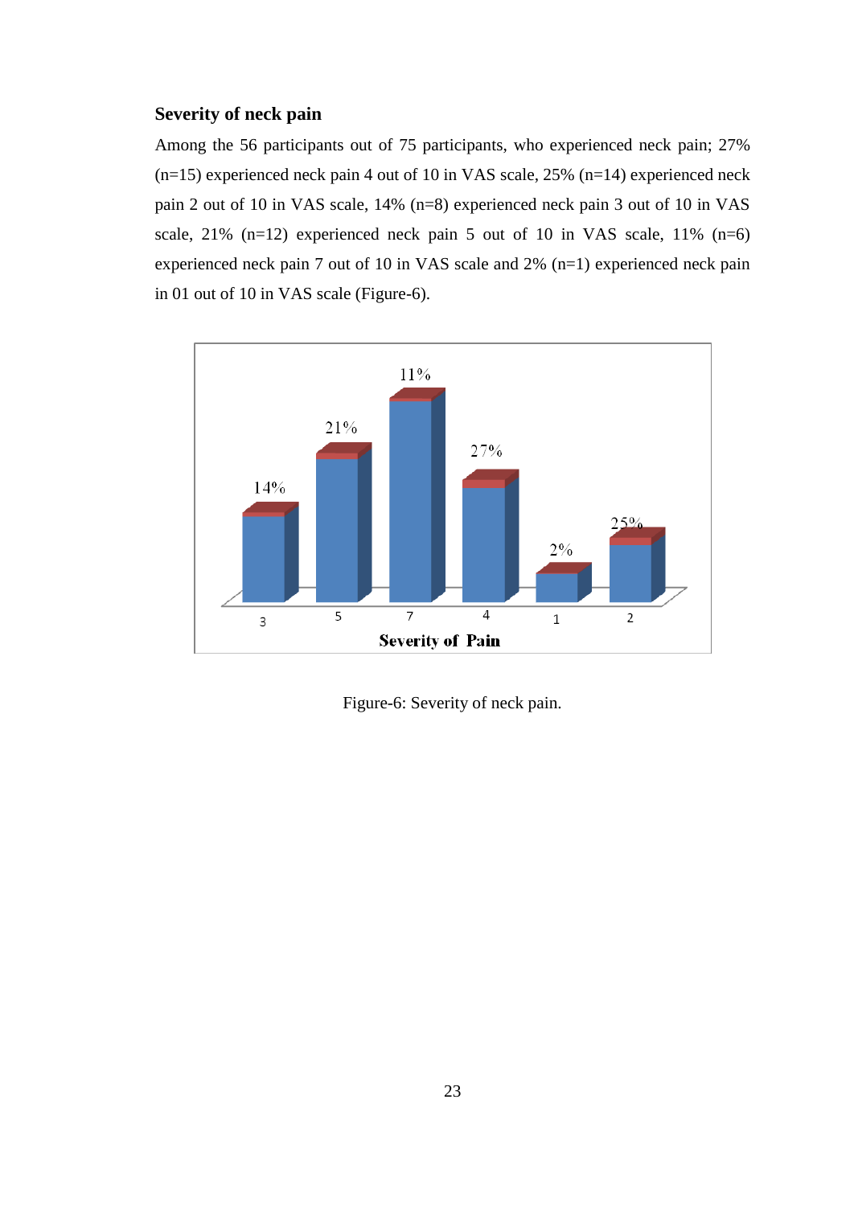### Severity of neck pain

Among the 56 participants out of 75 participants, who experienced neck pain; 27% (n=15) experienced neck pain 4 out of 10 in VAS scale, 25% (n=14) experienced neck pain 2 out of 10 in VAS scale, 14% (n=8) experienced neck pain 3 out of 10 in VAS scale, 21% (n=12) experienced neck pain 5 out of 10 in VAS scale, 11% (n=6) experienced neck pain 7 out of 10 in VAS scale and 2% (n=1) experienced neck pain in 01 out of 10 in VAS scale (Figure-6).

Figure-6: Severity of neck pain.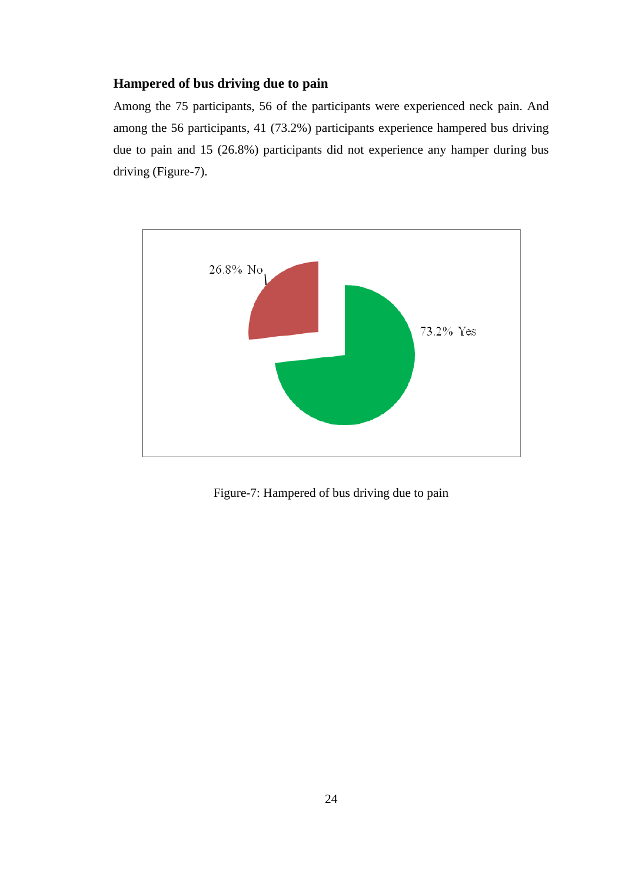### Hampered of bus driving due to pain

Among the 75 participants, 56 of the participants were experienced neck pain. And among the 56 participants, 41 (73.2%) participants experience hampered bus driving due to pain and 15 (26.8%) participants did not experience any hamper during bus driving (Figure-7).

26.8% No

73.2% Yes

Figure-7: Hampered of bus driving due to pain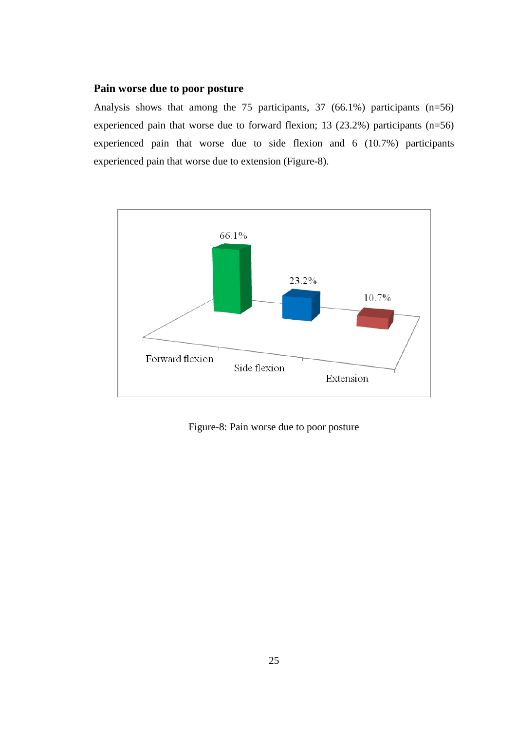### Pain worse due to poor posture

Analysis shows that among the 75 participants, 37 (66.1%) participants (n=56) experienced pain that worse due to forward flexion; 13 (23.2%) participants (n=56) experienced pain that worse due to side flexion and 6 (10.7%) participants experienced pain that worse due to extension (Figure-8).

Figure-8: Pain worse due to poor posture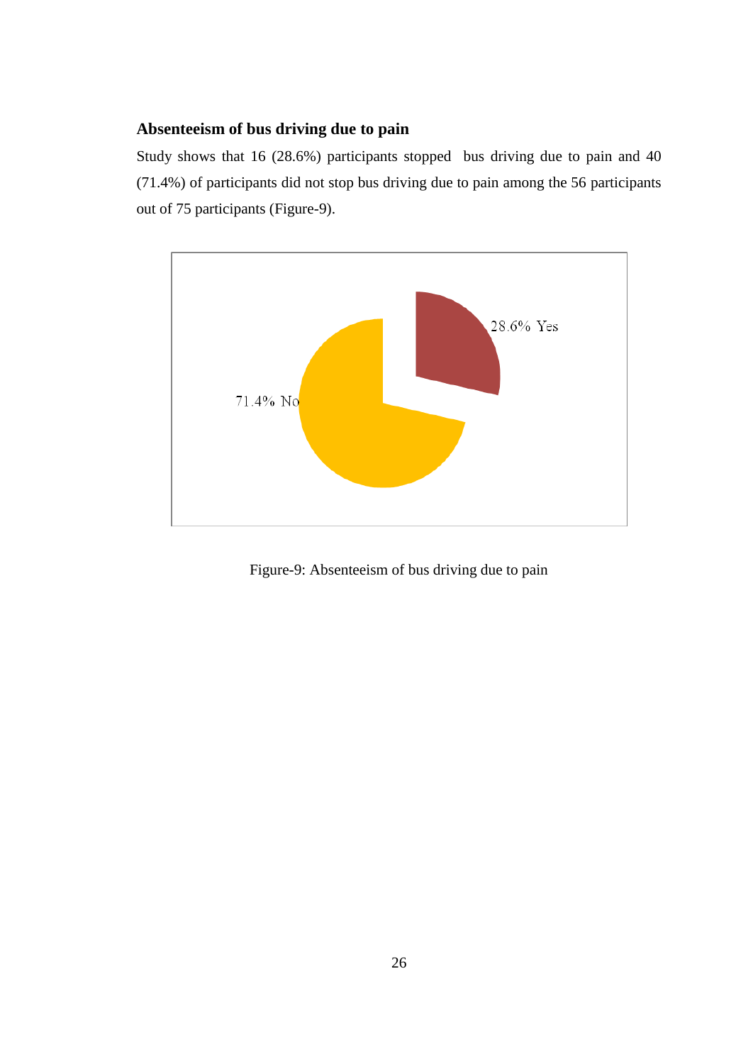### Absenteeism of bus driving due to pain

Study shows that 16 (28.6%) participants stopped bus driving due to pain and 40 (71.4%) of participants did not stop bus driving due to pain among the 56 participants out of 75 participants (Figure-9).

Figure-9: Absenteeism of bus driving due to pain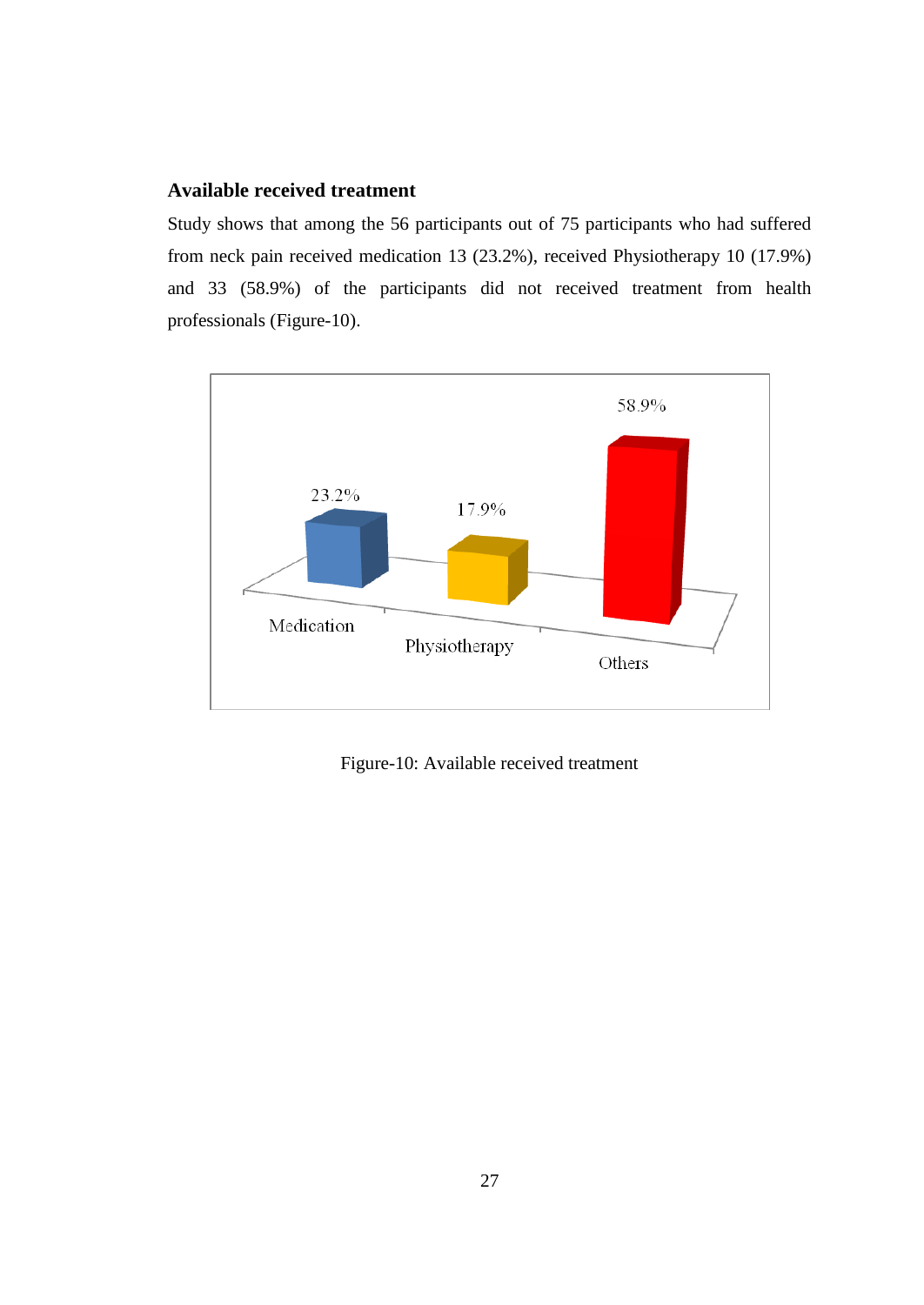### Available received treatment

Study shows that among the 56 participants out of 75 participants who had suffered from neck pain received medication 13 (23.2%), received Physiotherapy 10 (17.9%) and 33 (58.9%) of the participants did not received treatment from health professionals (Figure-10).

Figure-10: Available received treatment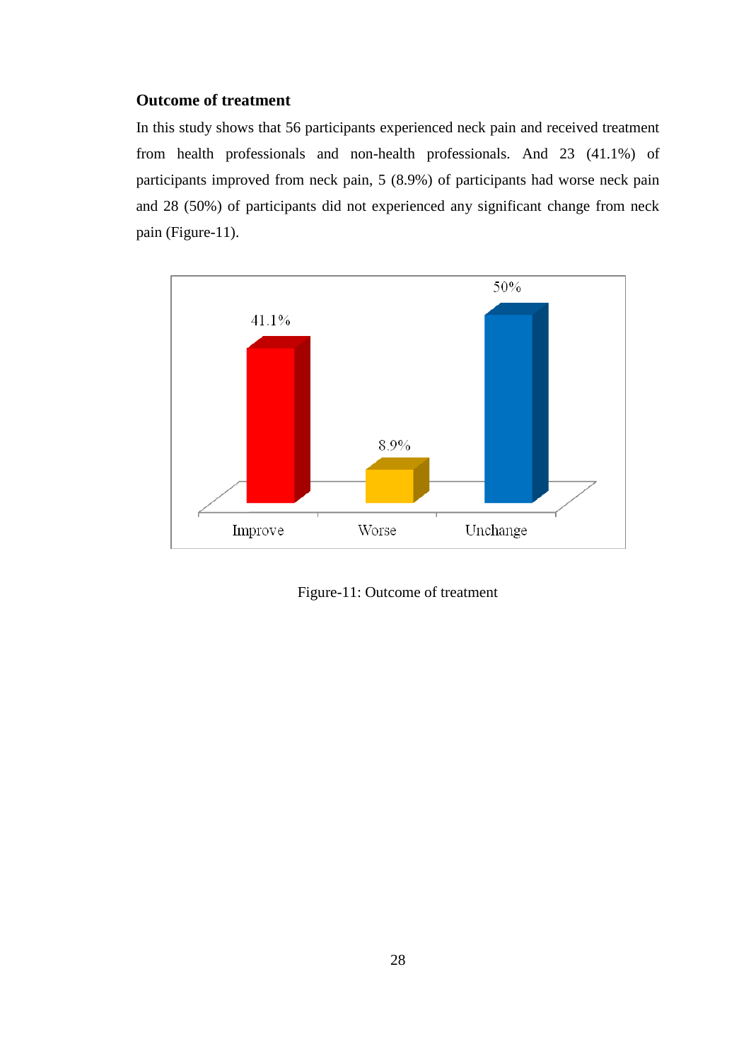### Outcome of treatment

In this study shows that 56 participants experienced neck pain and received treatment from health professionals and non-health professionals. And 23 (41.1%) of participants improved from neck pain, 5 (8.9%) of participants had worse neck pain and 28 (50%) of participants did not experienced any significant change from neck pain (Figure-11).

41.1%

8.9%

50%

Improve    Worse    Unchange

Figure-11: Outcome of treatment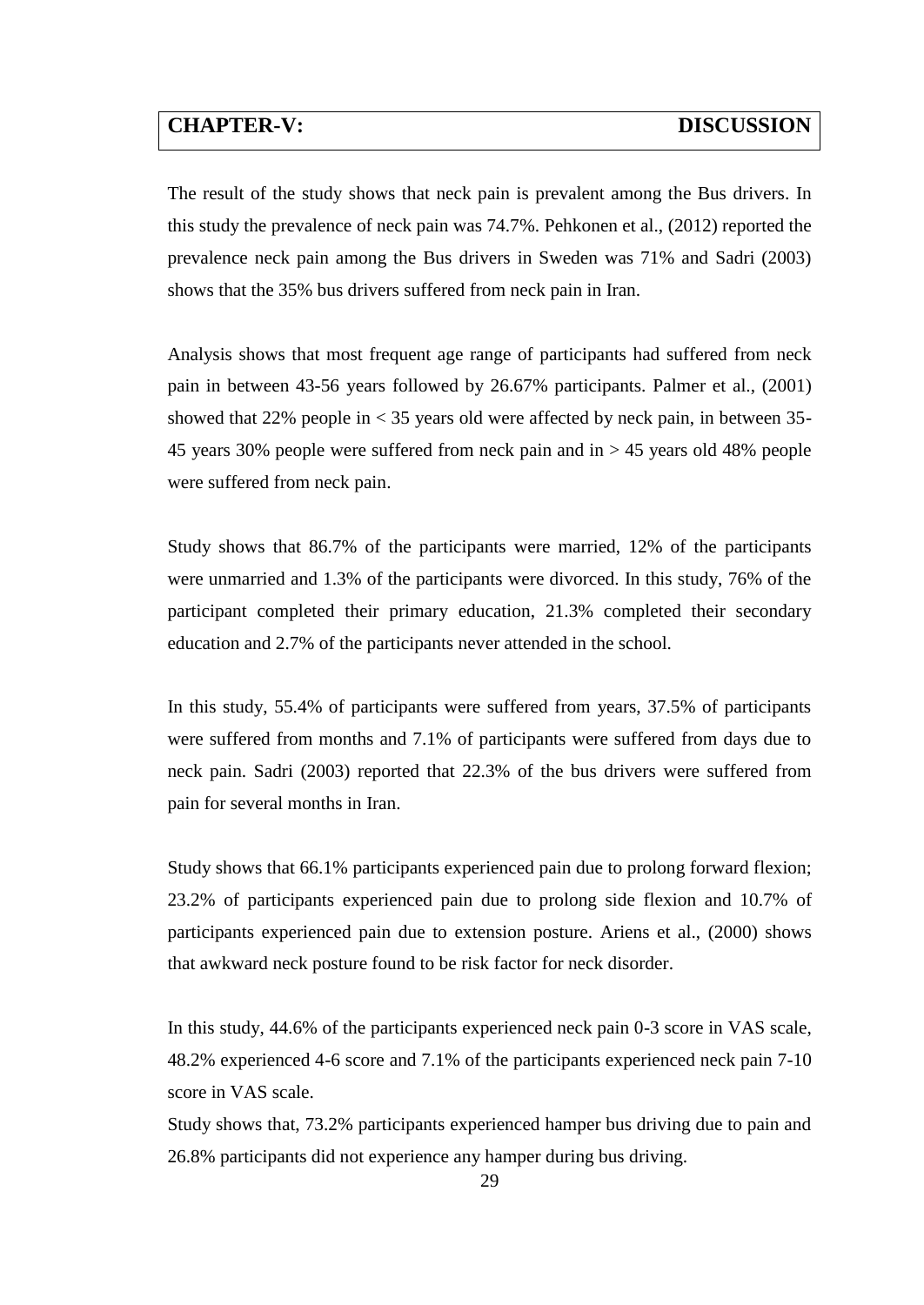# CHAPTER-V: DISCUSSION

The result of the study shows that neck pain is prevalent among the Bus drivers. In this study the prevalence of neck pain was 74.7%. Pehkonen et al., (2012) reported the prevalence neck pain among the Bus drivers in Sweden was 71% and Sadri (2003) shows that the 35% bus drivers suffered from neck pain in Iran.

Analysis shows that most frequent age range of participants had suffered from neck pain in between 43-56 years followed by 26.67% participants. Palmer et al., (2001) showed that 22% people in < 35 years old were affected by neck pain, in between 35-45 years 30% people were suffered from neck pain and in > 45 years old 48% people were suffered from neck pain.

Study shows that 86.7% of the participants were married, 12% of the participants were unmarried and 1.3% of the participants were divorced. In this study, 76% of the participant completed their primary education, 21.3% completed their secondary education and 2.7% of the participants never attended in the school.

In this study, 55.4% of participants were suffered from years, 37.5% of participants were suffered from months and 7.1% of participants were suffered from days due to neck pain. Sadri (2003) reported that 22.3% of the bus drivers were suffered from pain for several months in Iran.

Study shows that 66.1% participants experienced pain due to prolong forward flexion; 23.2% of participants experienced pain due to prolong side flexion and 10.7% of participants experienced pain due to extension posture. Ariens et al., (2000) shows that awkward neck posture found to be risk factor for neck disorder.

In this study, 44.6% of the participants experienced neck pain 0-3 score in VAS scale, 48.2% experienced 4-6 score and 7.1% of the participants experienced neck pain 7-10 score in VAS scale.

Study shows that, 73.2% participants experienced hamper bus driving due to pain and 26.8% participants did not experience any hamper during bus driving.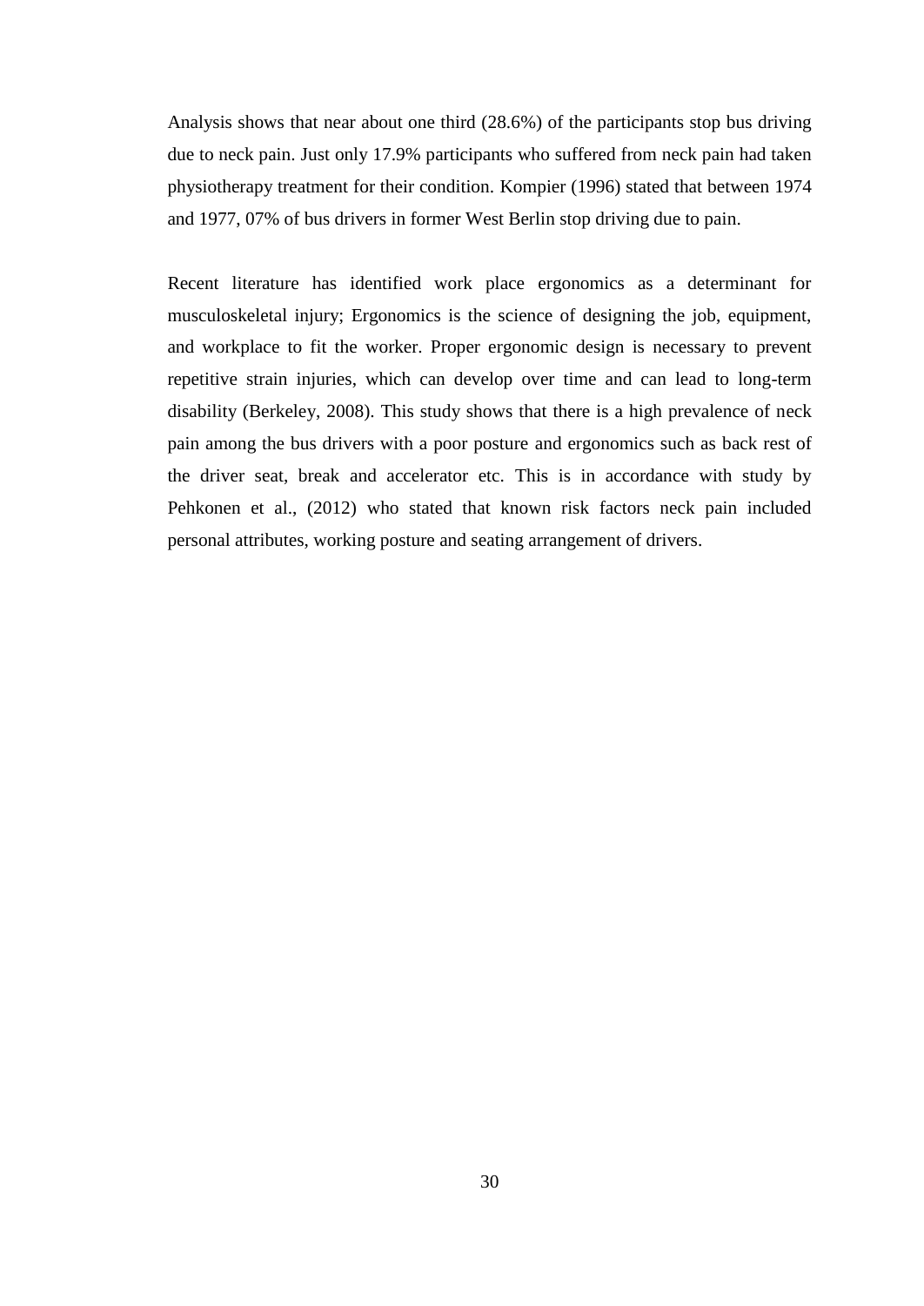Analysis shows that near about one third (28.6%) of the participants stop bus driving due to neck pain. Just only 17.9% participants who suffered from neck pain had taken physiotherapy treatment for their condition. Kompier (1996) stated that between 1974 and 1977, 07% of bus drivers in former West Berlin stop driving due to pain.

Recent literature has identified work place ergonomics as a determinant for musculoskeletal injury; Ergonomics is the science of designing the job, equipment, and workplace to fit the worker. Proper ergonomic design is necessary to prevent repetitive strain injuries, which can develop over time and can lead to long-term disability (Berkeley, 2008). This study shows that there is a high prevalence of neck pain among the bus drivers with a poor posture and ergonomics such as back rest of the driver seat, break and accelerator etc. This is in accordance with study by Pehkonen et al., (2012) who stated that known risk factors neck pain included personal attributes, working posture and seating arrangement of drivers.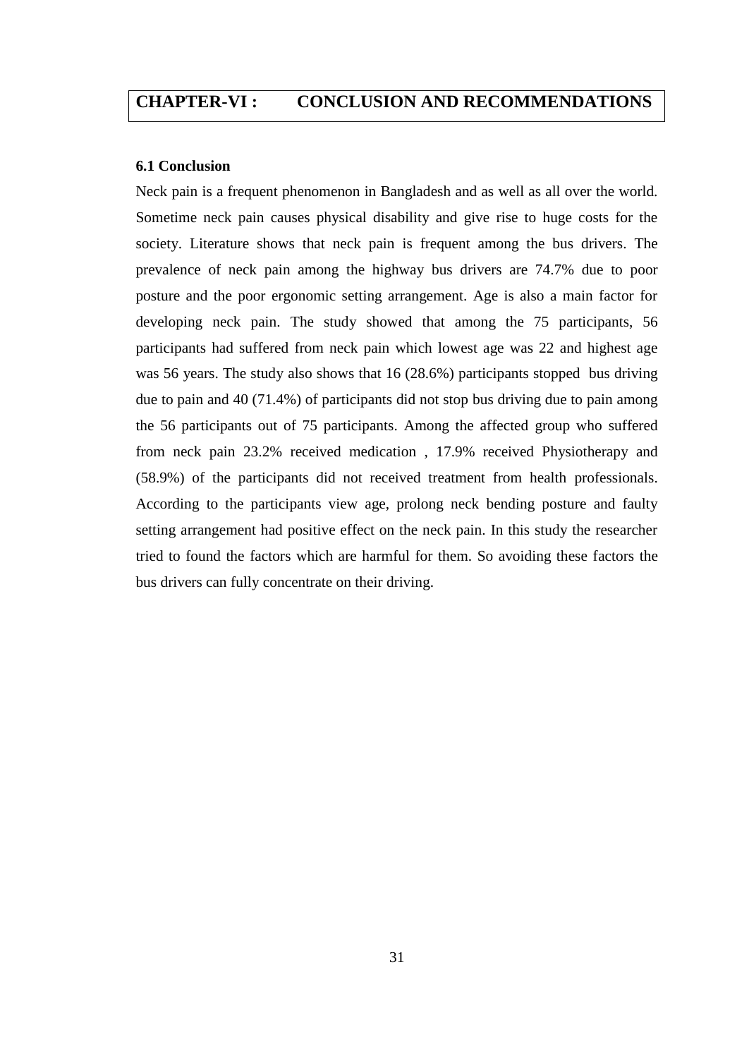# CHAPTER-VI : CONCLUSION AND RECOMMENDATIONS

### 6.1 Conclusion

Neck pain is a frequent phenomenon in Bangladesh and as well as all over the world. Sometime neck pain causes physical disability and give rise to huge costs for the society. Literature shows that neck pain is frequent among the bus drivers. The prevalence of neck pain among the highway bus drivers are 74.7% due to poor posture and the poor ergonomic setting arrangement. Age is also a main factor for developing neck pain. The study showed that among the 75 participants, 56 participants had suffered from neck pain which lowest age was 22 and highest age was 56 years. The study also shows that 16 (28.6%) participants stopped bus driving due to pain and 40 (71.4%) of participants did not stop bus driving due to pain among the 56 participants out of 75 participants. Among the affected group who suffered from neck pain 23.2% received medication , 17.9% received Physiotherapy and (58.9%) of the participants did not received treatment from health professionals. According to the participants view age, prolong neck bending posture and faulty setting arrangement had positive effect on the neck pain. In this study the researcher tried to found the factors which are harmful for them. So avoiding these factors the bus drivers can fully concentrate on their driving.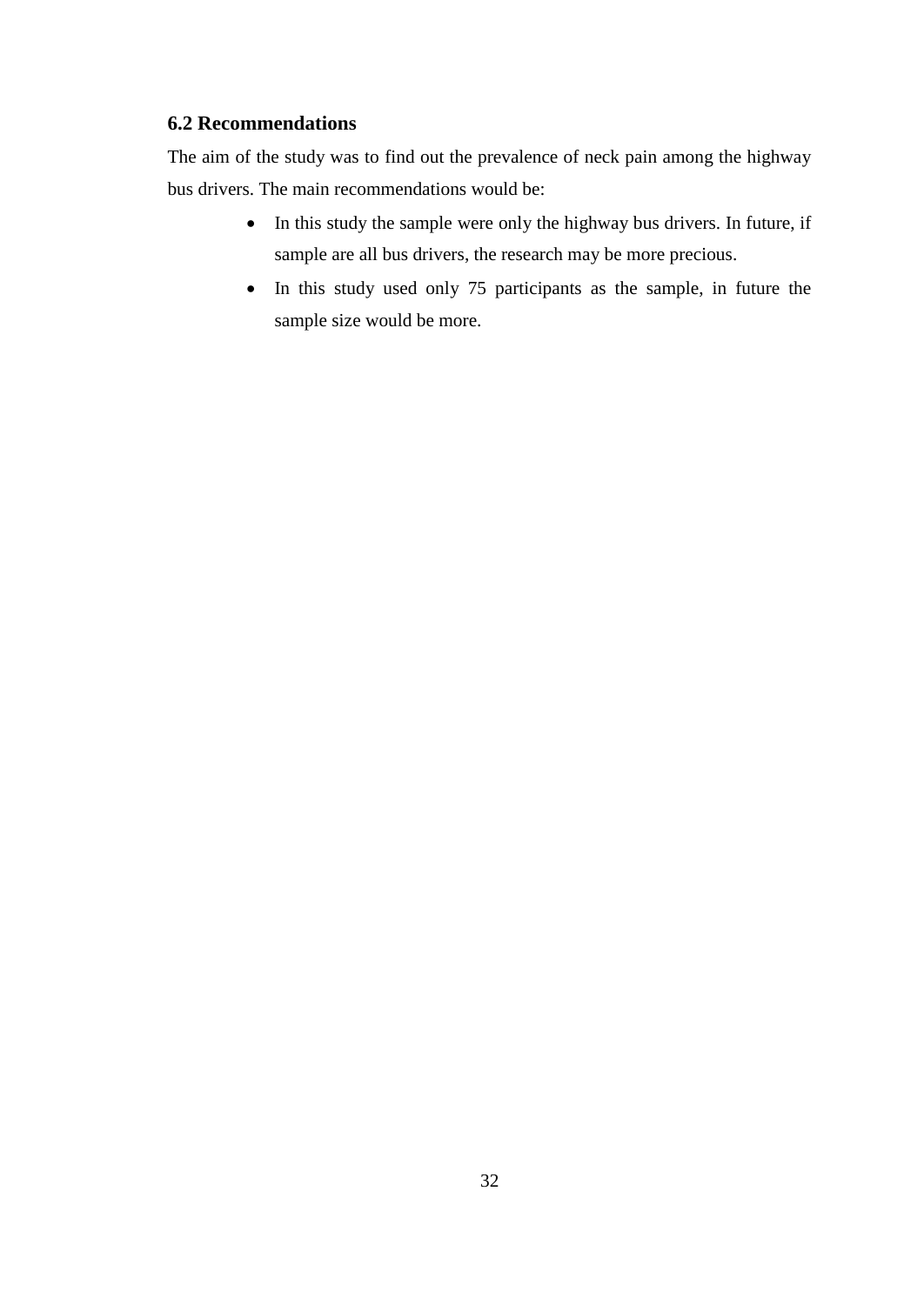## 6.2 Recommendations

The aim of the study was to find out the prevalence of neck pain among the highway bus drivers. The main recommendations would be:

- In this study the sample were only the highway bus drivers. In future, if sample are all bus drivers, the research may be more precious.
- In this study used only 75 participants as the sample, in future the sample size would be more.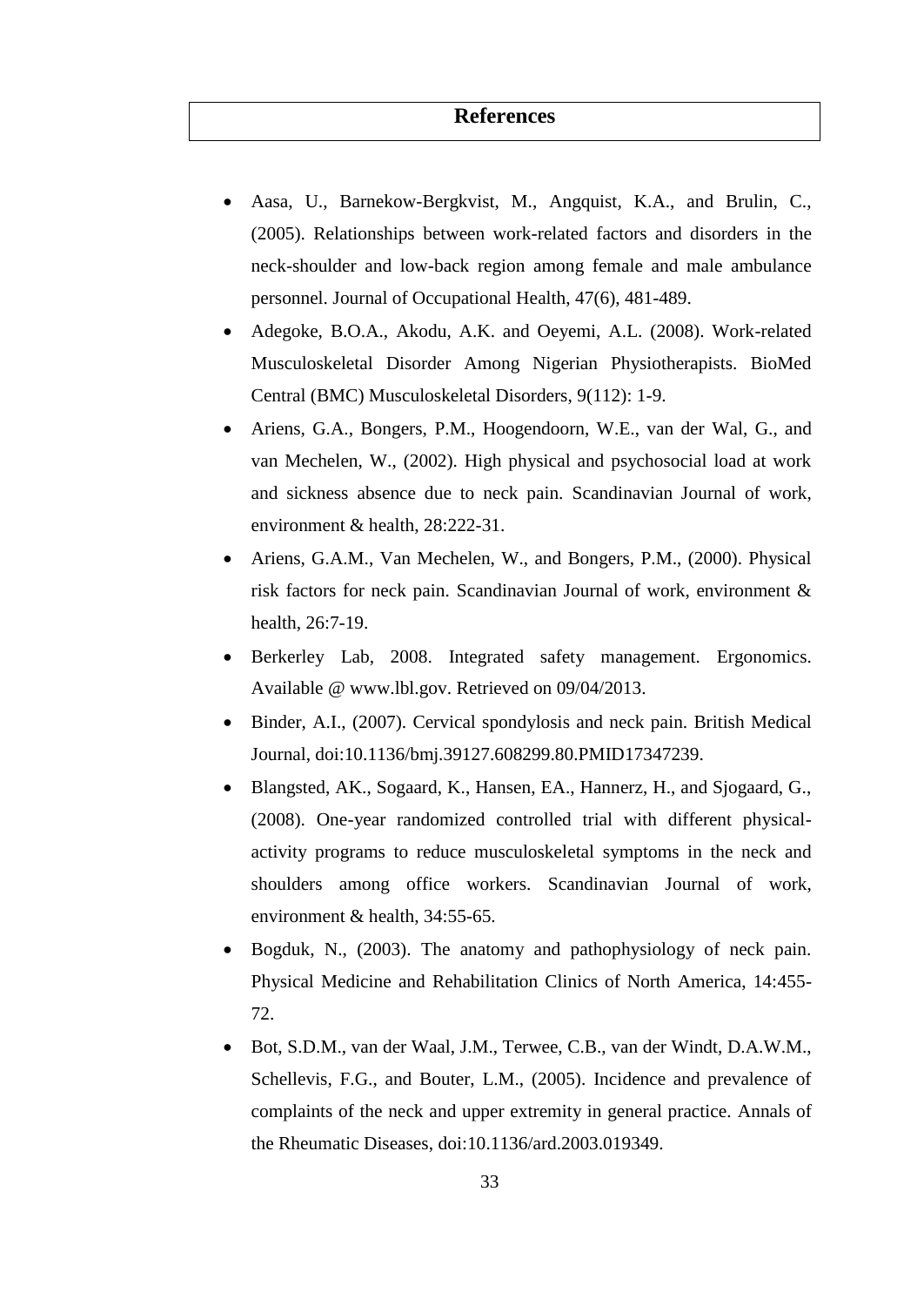# References

- Aasa, U., Barnekow-Bergkvist, M., Angquist, K.A., and Brulin, C., (2005). Relationships between work-related factors and disorders in the neck-shoulder and low-back region among female and male ambulance personnel. Journal of Occupational Health, 47(6), 481-489.
- Adegoke, B.O.A., Akodu, A.K. and Oeyemi, A.L. (2008). Work-related Musculoskeletal Disorder Among Nigerian Physiotherapists. BioMed Central (BMC) Musculoskeletal Disorders, 9(112): 1-9.
- Ariens, G.A., Bongers, P.M., Hoogendoorn, W.E., van der Wal, G., and van Mechelen, W., (2002). High physical and psychosocial load at work and sickness absence due to neck pain. Scandinavian Journal of work, environment & health, 28:222-31.
- Ariens, G.A.M., Van Mechelen, W., and Bongers, P.M., (2000). Physical risk factors for neck pain. Scandinavian Journal of work, environment & health, 26:7-19.
- Berkerley Lab, 2008. Integrated safety management. Ergonomics. Available @ www.lbl.gov. Retrieved on 09/04/2013.
- Binder, A.I., (2007). Cervical spondylosis and neck pain. British Medical Journal, doi:10.1136/bmj.39127.608299.80.PMID17347239.
- Blangsted, AK., Sogaard, K., Hansen, EA., Hannerz, H., and Sjogaard, G., (2008). One-year randomized controlled trial with different physical-activity programs to reduce musculoskeletal symptoms in the neck and shoulders among office workers. Scandinavian Journal of work, environment & health, 34:55-65.
- Bogduk, N., (2003). The anatomy and pathophysiology of neck pain. Physical Medicine and Rehabilitation Clinics of North America, 14:455-72.
- Bot, S.D.M., van der Waal, J.M., Terwee, C.B., van der Windt, D.A.W.M., Schellevis, F.G., and Bouter, L.M., (2005). Incidence and prevalence of complaints of the neck and upper extremity in general practice. Annals of the Rheumatic Diseases, doi:10.1136/ard.2003.019349.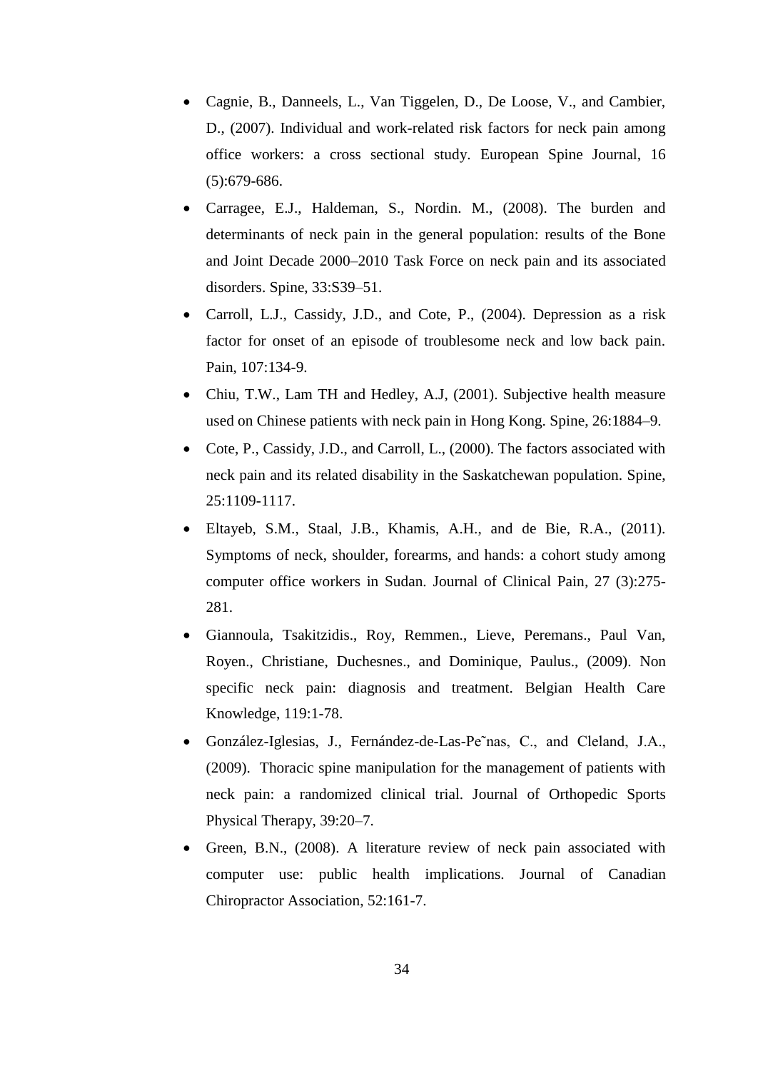- Cagnie, B., Danneels, L., Van Tiggelen, D., De Loose, V., and Cambier, D., (2007). Individual and work-related risk factors for neck pain among office workers: a cross sectional study. European Spine Journal, 16 (5):679-686.
- Carragee, E.J., Haldeman, S., Nordin. M., (2008). The burden and determinants of neck pain in the general population: results of the Bone and Joint Decade 2000–2010 Task Force on neck pain and its associated disorders. Spine, 33:S39–51.
- Carroll, L.J., Cassidy, J.D., and Cote, P., (2004). Depression as a risk factor for onset of an episode of troublesome neck and low back pain. Pain, 107:134-9.
- Chiu, T.W., Lam TH and Hedley, A.J, (2001). Subjective health measure used on Chinese patients with neck pain in Hong Kong. Spine, 26:1884–9.
- Cote, P., Cassidy, J.D., and Carroll, L., (2000). The factors associated with neck pain and its related disability in the Saskatchewan population. Spine, 25:1109-1117.
- Eltayeb, S.M., Staal, J.B., Khamis, A.H., and de Bie, R.A., (2011). Symptoms of neck, shoulder, forearms, and hands: a cohort study among computer office workers in Sudan. Journal of Clinical Pain, 27 (3):275-281.
- Giannoula, Tsakitzidis., Roy, Remmen., Lieve, Peremans., Paul Van, Royen., Christiane, Duchesnes., and Dominique, Paulus., (2009). Non specific neck pain: diagnosis and treatment. Belgian Health Care Knowledge, 119:1-78.
- González-Iglesias, J., Fernández-de-Las-Pe˜nas, C., and Cleland, J.A., (2009). Thoracic spine manipulation for the management of patients with neck pain: a randomized clinical trial. Journal of Orthopedic Sports Physical Therapy, 39:20–7.
- Green, B.N., (2008). A literature review of neck pain associated with computer use: public health implications. Journal of Canadian Chiropractor Association, 52:161-7.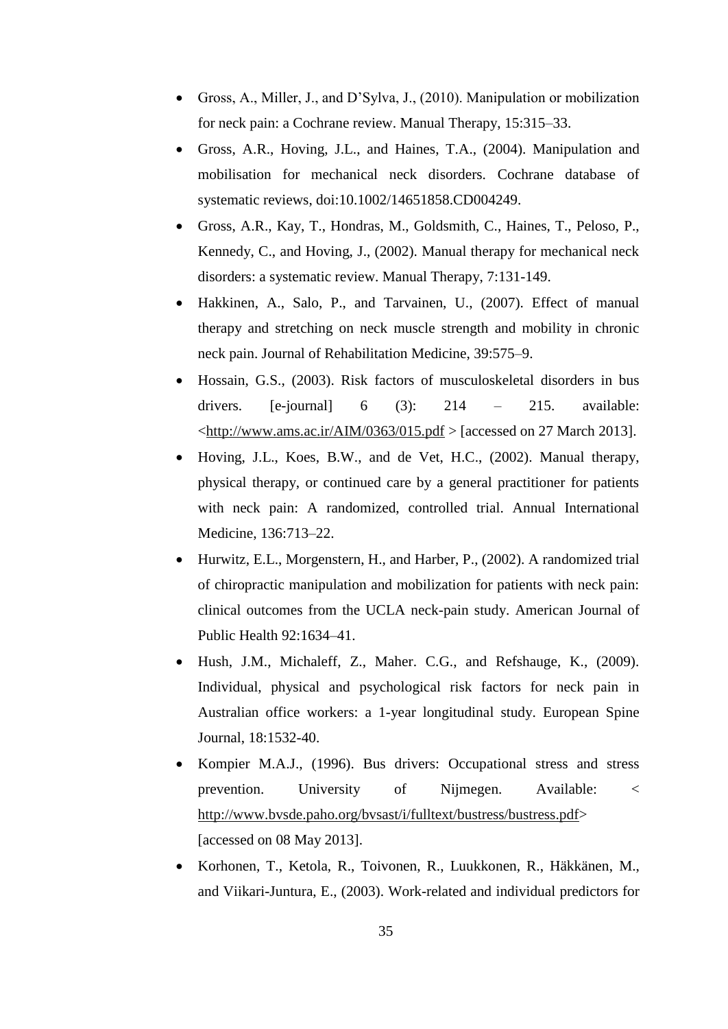- Gross, A., Miller, J., and D'Sylva, J., (2010). Manipulation or mobilization for neck pain: a Cochrane review. Manual Therapy, 15:315–33.
- Gross, A.R., Hoving, J.L., and Haines, T.A., (2004). Manipulation and mobilisation for mechanical neck disorders. Cochrane database of systematic reviews, doi:10.1002/14651858.CD004249.
- Gross, A.R., Kay, T., Hondras, M., Goldsmith, C., Haines, T., Peloso, P., Kennedy, C., and Hoving, J., (2002). Manual therapy for mechanical neck disorders: a systematic review. Manual Therapy, 7:131-149.
- Hakkinen, A., Salo, P., and Tarvainen, U., (2007). Effect of manual therapy and stretching on neck muscle strength and mobility in chronic neck pain. Journal of Rehabilitation Medicine, 39:575–9.
- Hossain, G.S., (2003). Risk factors of musculoskeletal disorders in bus drivers. [e-journal] 6 (3): 214 – 215. available: <http://www.ams.ac.ir/AIM/0363/015.pdf > [accessed on 27 March 2013].
- Hoving, J.L., Koes, B.W., and de Vet, H.C., (2002). Manual therapy, physical therapy, or continued care by a general practitioner for patients with neck pain: A randomized, controlled trial. Annual International Medicine, 136:713–22.
- Hurwitz, E.L., Morgenstern, H., and Harber, P., (2002). A randomized trial of chiropractic manipulation and mobilization for patients with neck pain: clinical outcomes from the UCLA neck-pain study. American Journal of Public Health 92:1634–41.
- Hush, J.M., Michaleff, Z., Maher. C.G., and Refshauge, K., (2009). Individual, physical and psychological risk factors for neck pain in Australian office workers: a 1-year longitudinal study. European Spine Journal, 18:1532-40.
- Kompier M.A.J., (1996). Bus drivers: Occupational stress and stress prevention. University of Nijmegen. Available: < http://www.bvsde.paho.org/bvsast/i/fulltext/bustress/bustress.pdf> [accessed on 08 May 2013].
- Korhonen, T., Ketola, R., Toivonen, R., Luukkonen, R., Häkkänen, M., and Viikari-Juntura, E., (2003). Work-related and individual predictors for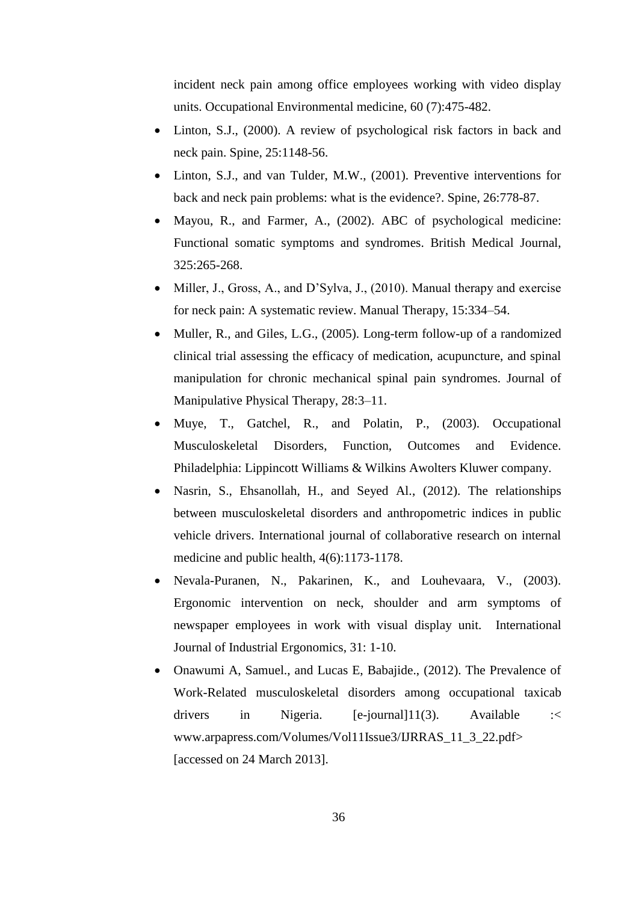incident neck pain among office employees working with video display units. Occupational Environmental medicine, 60 (7):475-482.

- Linton, S.J., (2000). A review of psychological risk factors in back and neck pain. Spine, 25:1148-56.
- Linton, S.J., and van Tulder, M.W., (2001). Preventive interventions for back and neck pain problems: what is the evidence?. Spine, 26:778-87.
- Mayou, R., and Farmer, A., (2002). ABC of psychological medicine: Functional somatic symptoms and syndromes. British Medical Journal, 325:265-268.
- Miller, J., Gross, A., and D'Sylva, J., (2010). Manual therapy and exercise for neck pain: A systematic review. Manual Therapy, 15:334–54.
- Muller, R., and Giles, L.G., (2005). Long-term follow-up of a randomized clinical trial assessing the efficacy of medication, acupuncture, and spinal manipulation for chronic mechanical spinal pain syndromes. Journal of Manipulative Physical Therapy, 28:3–11.
- Muye, T., Gatchel, R., and Polatin, P., (2003). Occupational Musculoskeletal Disorders, Function, Outcomes and Evidence. Philadelphia: Lippincott Williams & Wilkins Awolters Kluwer company.
- Nasrin, S., Ehsanollah, H., and Seyed Al., (2012). The relationships between musculoskeletal disorders and anthropometric indices in public vehicle drivers. International journal of collaborative research on internal medicine and public health, 4(6):1173-1178.
- Nevala-Puranen, N., Pakarinen, K., and Louhevaara, V., (2003). Ergonomic intervention on neck, shoulder and arm symptoms of newspaper employees in work with visual display unit. International Journal of Industrial Ergonomics, 31: 1-10.
- Onawumi A, Samuel., and Lucas E, Babajide., (2012). The Prevalence of Work-Related musculoskeletal disorders among occupational taxicab drivers in Nigeria. [e-journal]11(3). Available :< www.arpapress.com/Volumes/Vol11Issue3/IJRRAS_11_3_22.pdf> [accessed on 24 March 2013].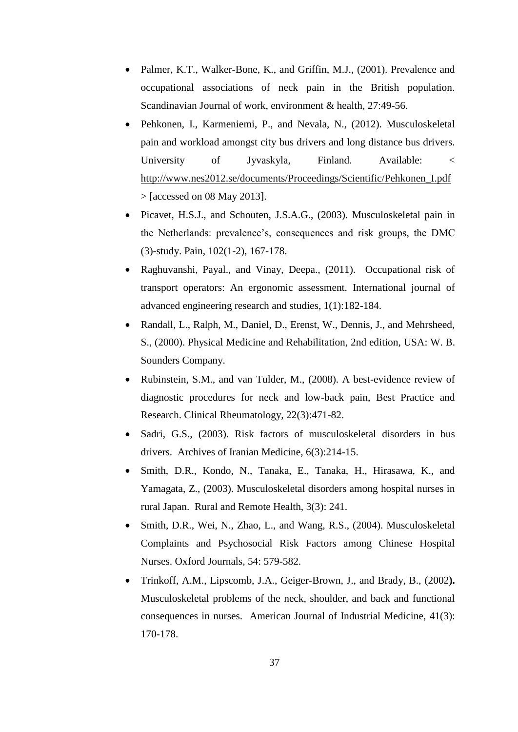- Palmer, K.T., Walker-Bone, K., and Griffin, M.J., (2001). Prevalence and occupational associations of neck pain in the British population. Scandinavian Journal of work, environment & health, 27:49-56.
- Pehkonen, I., Karmeniemi, P., and Nevala, N., (2012). Musculoskeletal pain and workload amongst city bus drivers and long distance bus drivers. University of Jyvaskyla, Finland. Available: < http://www.nes2012.se/documents/Proceedings/Scientific/Pehkonen_I.pdf > [accessed on 08 May 2013].
- Picavet, H.S.J., and Schouten, J.S.A.G., (2003). Musculoskeletal pain in the Netherlands: prevalence's, consequences and risk groups, the DMC (3)-study. Pain, 102(1-2), 167-178.
- Raghuvanshi, Payal., and Vinay, Deepa., (2011). Occupational risk of transport operators: An ergonomic assessment. International journal of advanced engineering research and studies, 1(1):182-184.
- Randall, L., Ralph, M., Daniel, D., Erenst, W., Dennis, J., and Mehrsheed, S., (2000). Physical Medicine and Rehabilitation, 2nd edition, USA: W. B. Sounders Company.
- Rubinstein, S.M., and van Tulder, M., (2008). A best-evidence review of diagnostic procedures for neck and low-back pain, Best Practice and Research. Clinical Rheumatology, 22(3):471-82.
- Sadri, G.S., (2003). Risk factors of musculoskeletal disorders in bus drivers. Archives of Iranian Medicine, 6(3):214-15.
- Smith, D.R., Kondo, N., Tanaka, E., Tanaka, H., Hirasawa, K., and Yamagata, Z., (2003). Musculoskeletal disorders among hospital nurses in rural Japan. Rural and Remote Health, 3(3): 241.
- Smith, D.R., Wei, N., Zhao, L., and Wang, R.S., (2004). Musculoskeletal Complaints and Psychosocial Risk Factors among Chinese Hospital Nurses. Oxford Journals, 54: 579-582.
- Trinkoff, A.M., Lipscomb, J.A., Geiger-Brown, J., and Brady, B., (2002**).** Musculoskeletal problems of the neck, shoulder, and back and functional consequences in nurses. American Journal of Industrial Medicine, 41(3): 170-178.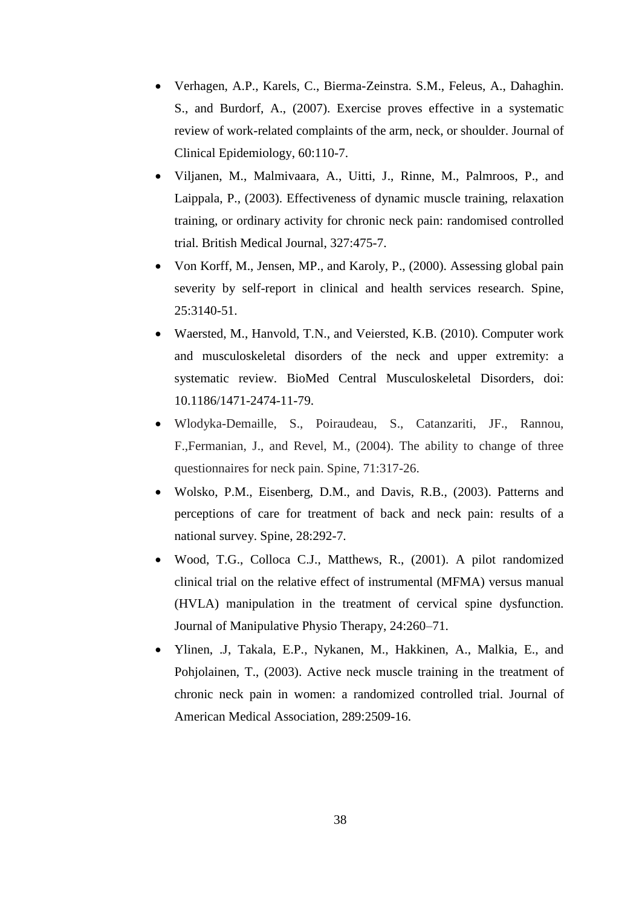- Verhagen, A.P., Karels, C., Bierma-Zeinstra. S.M., Feleus, A., Dahaghin. S., and Burdorf, A., (2007). Exercise proves effective in a systematic review of work-related complaints of the arm, neck, or shoulder. Journal of Clinical Epidemiology, 60:110-7.
- Viljanen, M., Malmivaara, A., Uitti, J., Rinne, M., Palmroos, P., and Laippala, P., (2003). Effectiveness of dynamic muscle training, relaxation training, or ordinary activity for chronic neck pain: randomised controlled trial. British Medical Journal, 327:475-7.
- Von Korff, M., Jensen, MP., and Karoly, P., (2000). Assessing global pain severity by self-report in clinical and health services research. Spine, 25:3140-51.
- Waersted, M., Hanvold, T.N., and Veiersted, K.B. (2010). Computer work and musculoskeletal disorders of the neck and upper extremity: a systematic review. BioMed Central Musculoskeletal Disorders, doi: 10.1186/1471-2474-11-79.
- Wlodyka-Demaille, S., Poiraudeau, S., Catanzariti, JF., Rannou, F.,Fermanian, J., and Revel, M., (2004). The ability to change of three questionnaires for neck pain. Spine, 71:317-26.
- Wolsko, P.M., Eisenberg, D.M., and Davis, R.B., (2003). Patterns and perceptions of care for treatment of back and neck pain: results of a national survey. Spine, 28:292-7.
- Wood, T.G., Colloca C.J., Matthews, R., (2001). A pilot randomized clinical trial on the relative effect of instrumental (MFMA) versus manual (HVLA) manipulation in the treatment of cervical spine dysfunction. Journal of Manipulative Physio Therapy, 24:260–71.
- Ylinen, .J, Takala, E.P., Nykanen, M., Hakkinen, A., Malkia, E., and Pohjolainen, T., (2003). Active neck muscle training in the treatment of chronic neck pain in women: a randomized controlled trial. Journal of American Medical Association, 289:2509-16.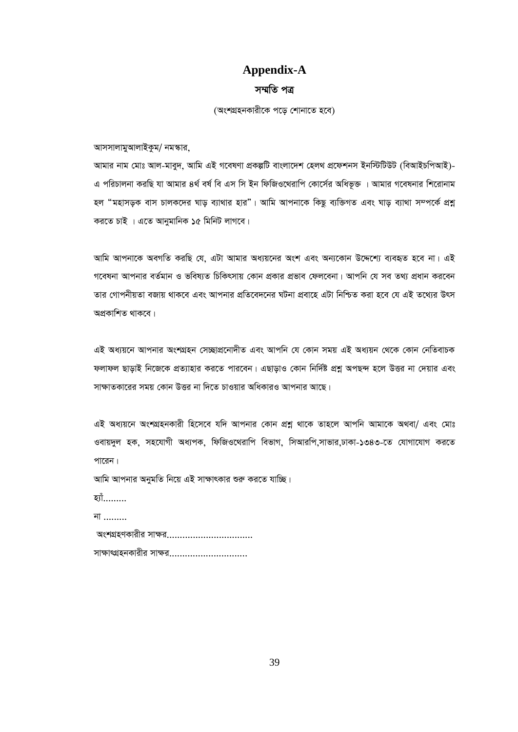# Appendix-A

## সম্মতি পত্র

(অংশগ্রহনকারীকে পড়ে শোনাতে হবে)

আসসালামুআলাইকুম/ নমস্কার,

আমার নাম মোঃ আল-মাবুদ, আমি এই গবেষণা প্রকল্পটি বাংলাদেশ হেলথ প্রফেশনস ইনস্টিটিউট (বিআইচপিআই)-এ পরিচালনা করছি যা আমার ৪র্থ বর্ষ বি এস সি ইন ফিজিওথেরাপি কোর্সের অধিভূক্ত । আমার গবেষনার শিরোনাম হল "মহাসড়ক বাস চালকদের ঘাড় ব্যাথার হার"। আমি আপনাকে কিছু ব্যক্তিগত এবং ঘাড় ব্যাথা সম্পর্কে প্রশ্ন করতে চাই । এতে আনুমানিক ১৫ মিনিট লাগবে।

আমি আপনাকে অবগতি করছি যে, এটা আমার অধ্যয়নের অংশ এবং অন্যকোন উদ্দেশ্যে ব্যবহৃত হবে না। এই গবেষনা আপনার বর্তমান ও ভবিষ্যত চিকিৎসায় কোন প্রকার প্রভাব ফেলবেনা। আপনি যে সব তথ্য প্রধান করবেন তার গোপনীয়তা বজায় থাকবে এবং আপনার প্রতিবেদনের ঘটনা প্রবাহে এটা নিশ্চিত করা হবে যে এই তথ্যের উৎস অপ্রকাশিত থাকবে।

এই অধ্যয়নে আপনার অংশগ্রহন সেচ্ছাপ্রনোদীত এবং আপনি যে কোন সময় এই অধ্যয়ন থেকে কোন নেতিবাচক ফলাফল ছাড়াই নিজেকে প্রত্যাহার করতে পারবেন। এছাড়াও কোন নির্দিষ্ট প্রশ্ন অপছন্দ হলে উত্তর না দেয়ার এবং সাক্ষাতকারের সময় কোন উত্তর না দিতে চাওয়ার অধিকারও আপনার আছে।

এই অধ্যয়নে অংশগ্রহনকারী হিসেবে যদি আপনার কোন প্রশ্ন থাকে তাহলে আপনি আমাকে অথবা/ এবং মোঃ ওবায়দুল হক, সহযোগী অধ্যপক, ফিজিওথেরাপি বিভাগ, সিআরপি,সাভার,ঢাকা-১৩৪৩-তে যোগাযোগ করতে পারেন।

আমি আপনার অনুমতি নিয়ে এই সাক্ষাৎকার শুরু করতে যাচ্ছি।

হ্যাঁ.........

না .........

অংশগ্রহণকারীর সাক্ষর................................

সাক্ষাৎগ্রহনকারীর সাক্ষর.............................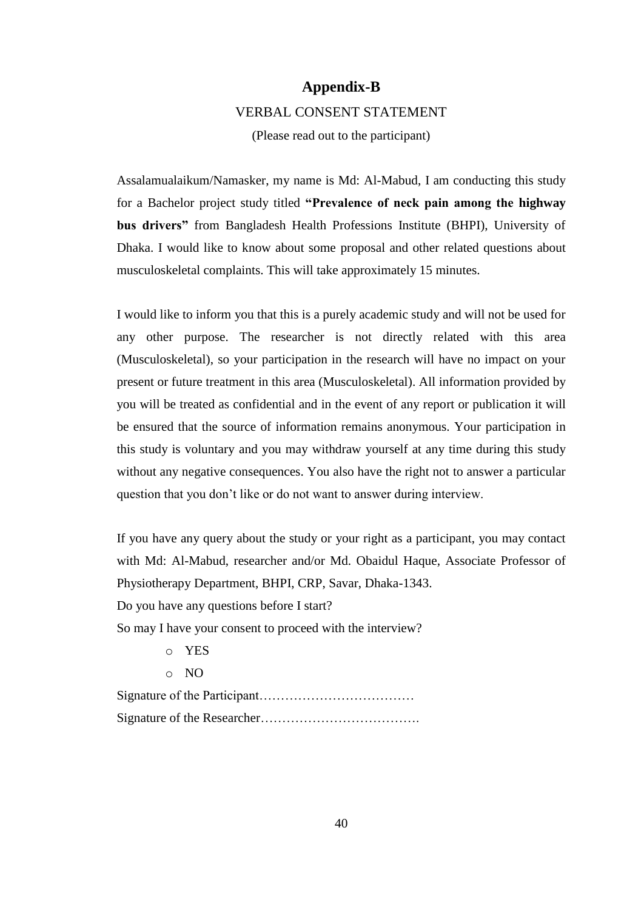# Appendix-B

VERBAL CONSENT STATEMENT

(Please read out to the participant)

Assalamualaikum/Namasker, my name is Md: Al-Mabud, I am conducting this study for a Bachelor project study titled **"Prevalence of neck pain among the highway bus drivers"** from Bangladesh Health Professions Institute (BHPI), University of Dhaka. I would like to know about some proposal and other related questions about musculoskeletal complaints. This will take approximately 15 minutes.

I would like to inform you that this is a purely academic study and will not be used for any other purpose. The researcher is not directly related with this area (Musculoskeletal), so your participation in the research will have no impact on your present or future treatment in this area (Musculoskeletal). All information provided by you will be treated as confidential and in the event of any report or publication it will be ensured that the source of information remains anonymous. Your participation in this study is voluntary and you may withdraw yourself at any time during this study without any negative consequences. You also have the right not to answer a particular question that you don't like or do not want to answer during interview.

If you have any query about the study or your right as a participant, you may contact with Md: Al-Mabud, researcher and/or Md. Obaidul Haque, Associate Professor of Physiotherapy Department, BHPI, CRP, Savar, Dhaka-1343.

Do you have any questions before I start?

So may I have your consent to proceed with the interview?

- YES
- NO

Signature of the Participant………………………………

Signature of the Researcher……………………………….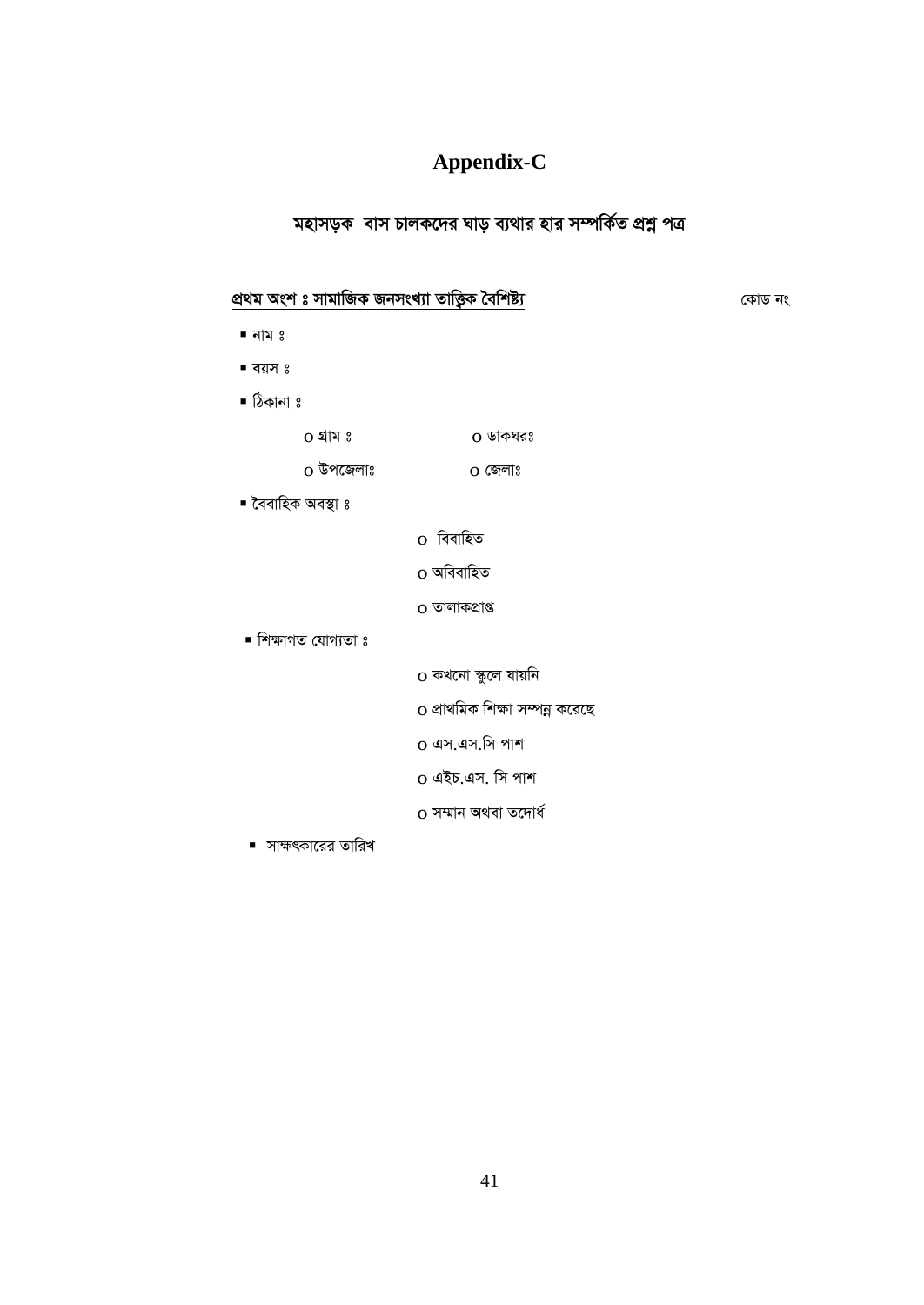# Appendix-C

## মহাসড়ক  বাস চালকদের ঘাড় ব্যথার হার সম্পর্কিত প্রশ্ন পত্র

**প্রথম অংশ ঃ সামাজিক জনসংখ্যা তাত্ত্বিক বৈশিষ্ট্য** কোড নং

- নাম ঃ
- বয়স ঃ
- ঠিকানা ঃ
  - o গ্রাম ঃ  o ডাকঘরঃ
  - o উপজেলাঃ  o জেলাঃ
- বৈবাহিক অবস্থা ঃ
  - o বিবাহিত
  - o অবিবাহিত
  - o তালাকপ্রাপ্ত
- শিক্ষাগত যোগ্যতা ঃ
  - o কখনো স্কুলে যায়নি
  - o প্রাথমিক শিক্ষা সম্পন্ন করেছে
  - o এস.এস.সি পাশ
  - o এইচ.এস. সি পাশ
  - o সম্মান অথবা তদোর্ধ
- সাক্ষৎকারের তারিখ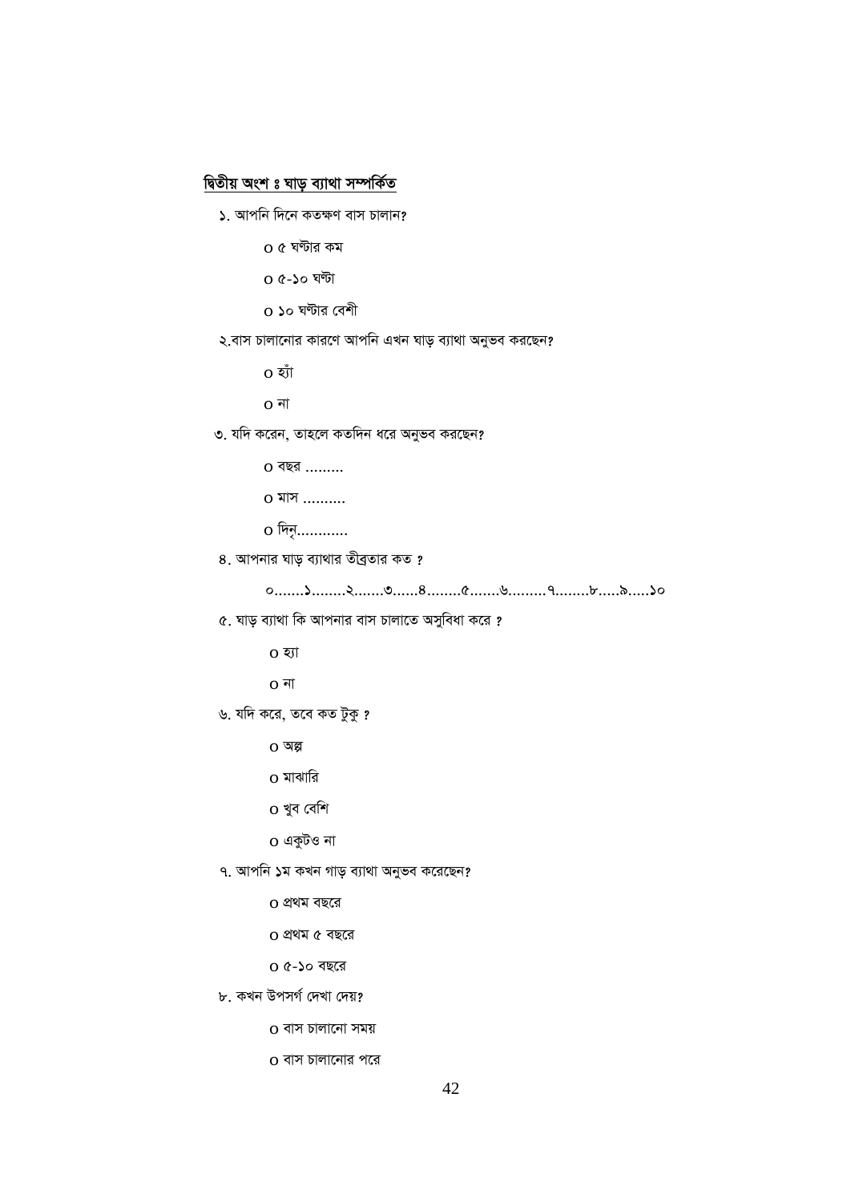<u>**দ্বিতীয় অংশ ঃ ঘাড় ব্যাথা সম্পর্কিত**</u>

১. আপনি দিনে কতক্ষণ বাস চালান?

- o ৫ ঘন্টার কম
- o ৫-১০ ঘন্টা
- o ১০ ঘন্টার বেশী

২.বাস চালানোর কারণে আপনি এখন ঘাড় ব্যাথা অনুভব করছেন?

- o হ্যাঁ
- o না

৩. যদি করেন, তাহলে কতদিন ধরে অনুভব করছেন?

- o বছর .........
- o মাস ..........
- o দিন্...........

৪. আপনার ঘাড় ব্যাথার তীব্রতার কত ?

০.......১........২.......৩......৪........৫.......৬.........৭........৮.....৯.....১০

৫. ঘাড় ব্যাথা কি আপনার বাস চালাতে অসুবিধা করে ?

- o হ্যা
- o না

৬. যদি করে, তবে কত টুকু ?

- o অল্প
- o মাঝারি
- o খুব বেশি
- o একুটও না

৭. আপনি ১ম কখন গাড় ব্যাথা অনুভব করেছেন?

- o প্রথম বছরে
- o প্রথম ৫ বছরে
- o ৫-১০ বছরে

৮. কখন উপসর্গ দেখা দেয়?

- o বাস চালানো সময়
- o বাস চালানোর পরে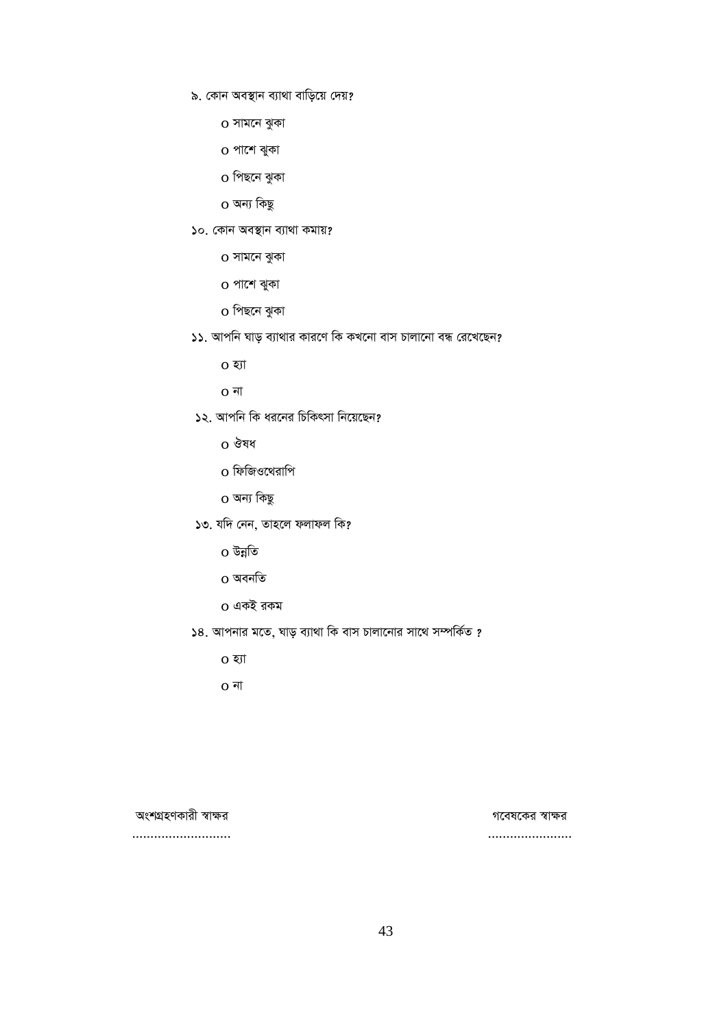৯. কোন অবস্থান ব্যাথা বাড়িয়ে দেয়?

o সামনে ঝুকা

o পাশে ঝুকা

o পিছনে ঝুকা

o অন্য কিছু

১০. কোন অবস্থান ব্যাথা কমায়?

o সামনে ঝুকা

o পাশে ঝুকা

o পিছনে ঝুকা

১১. আপনি ঘাড় ব্যাথার কারণে কি কখনো বাস চালানো বন্ধ রেখেছেন?

o হ্যা

o না

১২. আপনি কি ধরনের চিকিৎসা নিয়েছেন?

o ঔষধ

o ফিজিওথেরাপি

o অন্য কিছু

১৩. যদি নেন, তাহলে ফলাফল কি?

o উন্নতি

o অবনতি

o একই রকম

১৪. আপনার মতে, ঘাড় ব্যাথা কি বাস চালানোর সাথে সম্পর্কিত ?

o হ্যা

o না

অংশগ্রহণকারী স্বাক্ষর ..........................

গবেষকের স্বাক্ষর ......................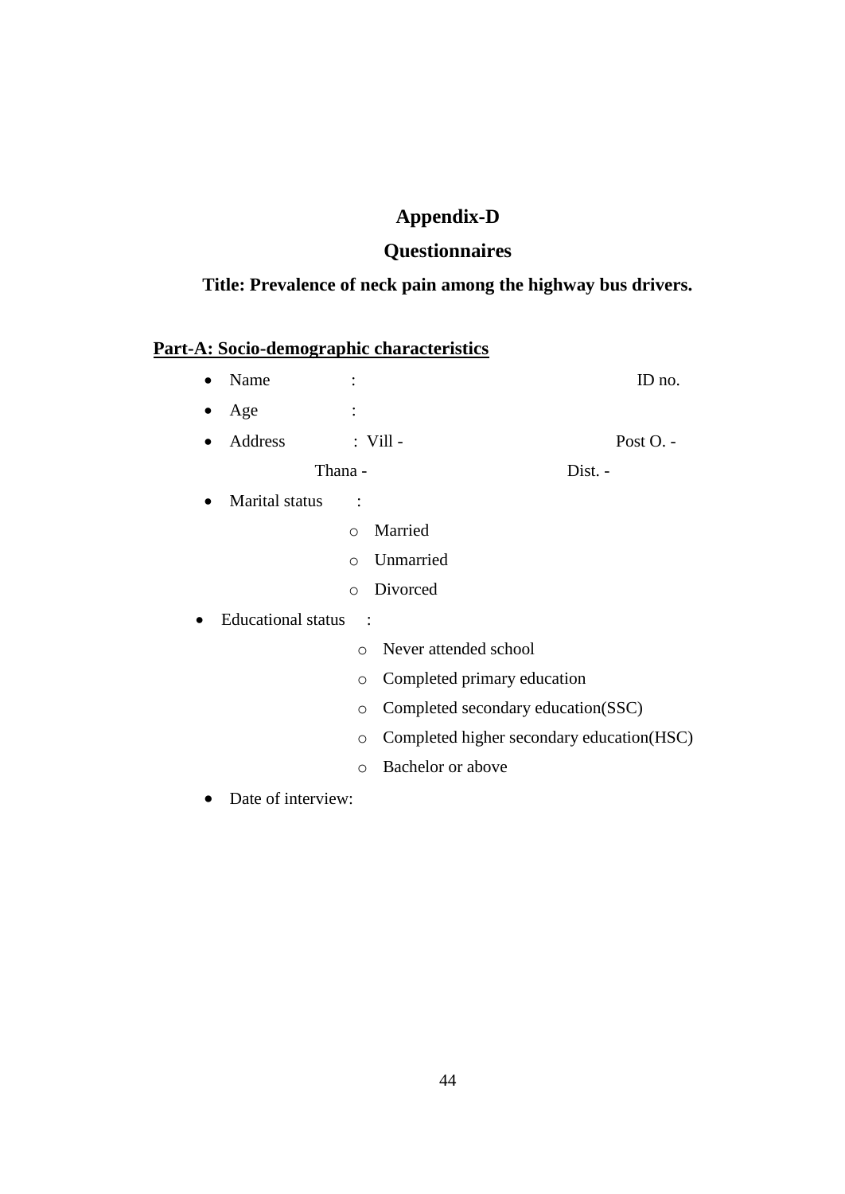# Appendix-D

## Questionnaires

### Title: Prevalence of neck pain among the highway bus drivers.

**Part-A: Socio-demographic characteristics**

- Name : ID no.
- Age :
- Address : Vill - Post O. -

  Thana - Dist. -
- Marital status :
  - Married
  - Unmarried
  - Divorced
- Educational status :
  - Never attended school
  - Completed primary education
  - Completed secondary education(SSC)
  - Completed higher secondary education(HSC)
  - Bachelor or above
- Date of interview: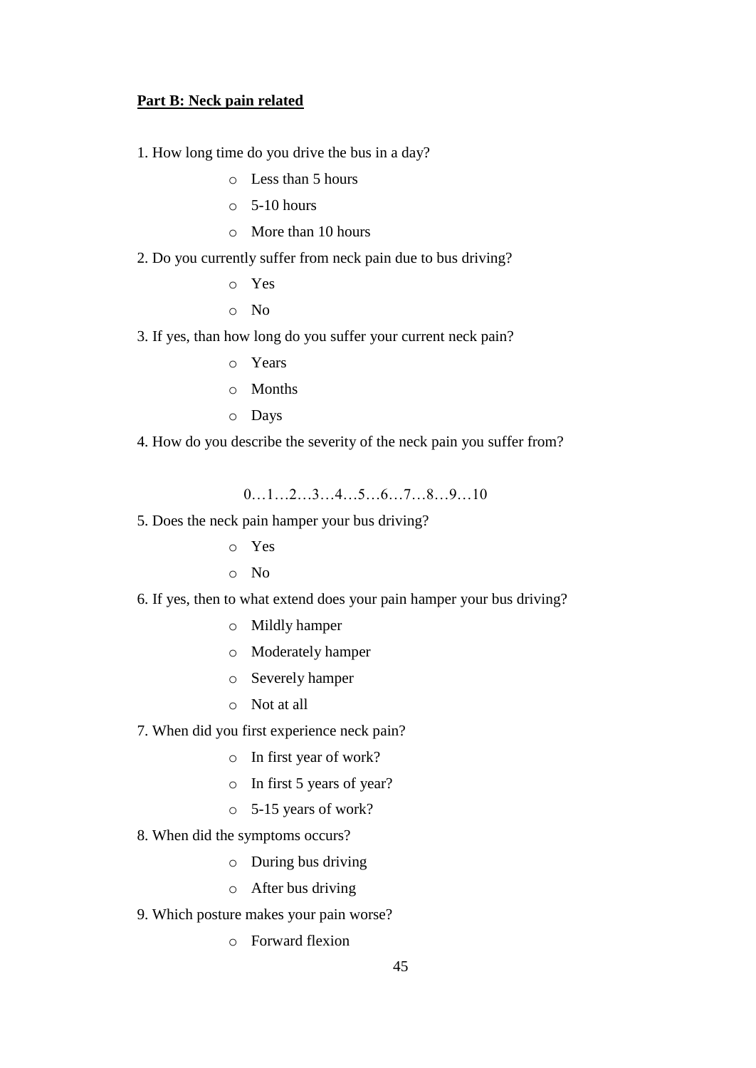**Part B: Neck pain related**

1. How long time do you drive the bus in a day?
   - Less than 5 hours
   - 5-10 hours
   - More than 10 hours
2. Do you currently suffer from neck pain due to bus driving?
   - Yes
   - No
3. If yes, than how long do you suffer your current neck pain?
   - Years
   - Months
   - Days
4. How do you describe the severity of the neck pain you suffer from?

   0…1…2…3…4…5…6…7…8…9…10
5. Does the neck pain hamper your bus driving?
   - Yes
   - No
6. If yes, then to what extend does your pain hamper your bus driving?
   - Mildly hamper
   - Moderately hamper
   - Severely hamper
   - Not at all
7. When did you first experience neck pain?
   - In first year of work?
   - In first 5 years of year?
   - 5-15 years of work?
8. When did the symptoms occurs?
   - During bus driving
   - After bus driving
9. Which posture makes your pain worse?
   - Forward flexion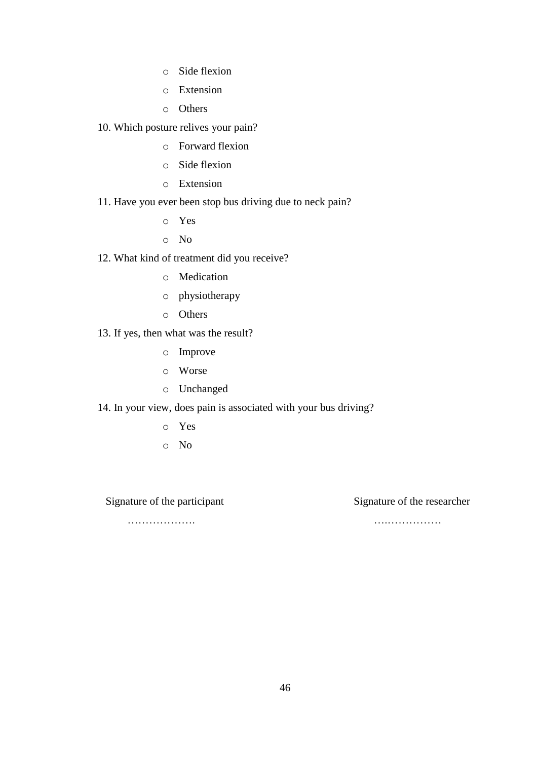- Side flexion
  - Extension
  - Others

10. Which posture relives your pain?
    - Forward flexion
    - Side flexion
    - Extension
11. Have you ever been stop bus driving due to neck pain?
    - Yes
    - No
12. What kind of treatment did you receive?
    - Medication
    - physiotherapy
    - Others
13. If yes, then what was the result?
    - Improve
    - Worse
    - Unchanged
14. In your view, does pain is associated with your bus driving?
    - Yes
    - No

Signature of the participant ……………….

Signature of the researcher …..……………